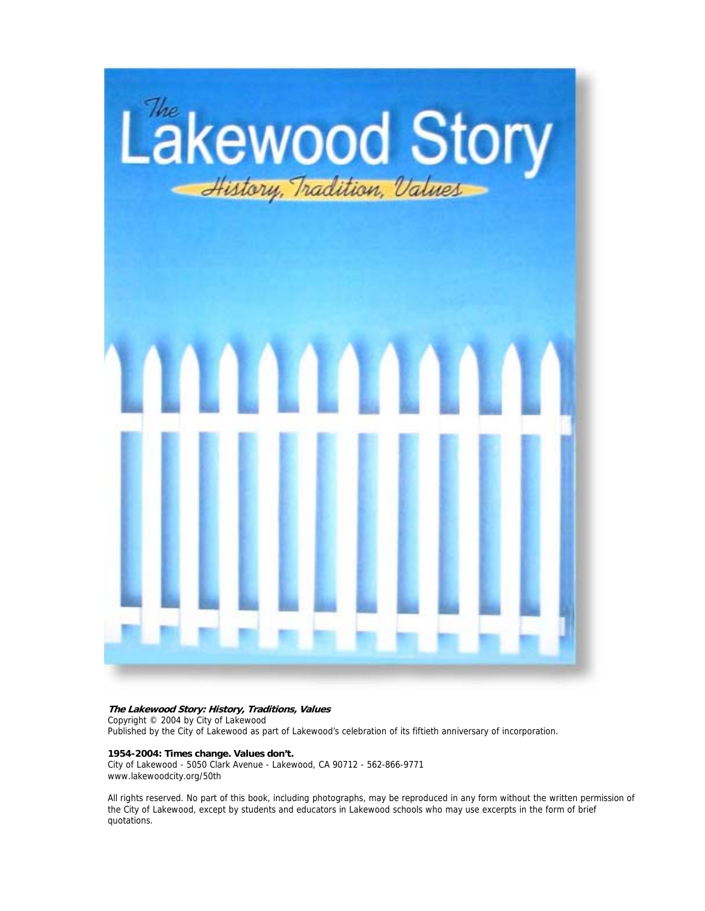# The Lakewood Story

History, Tradition, Values

***The Lakewood Story: History, Traditions, Values***
Copyright © 2004 by City of Lakewood
Published by the City of Lakewood as part of Lakewood's celebration of its fiftieth anniversary of incorporation.

**1954-2004: Times change. Values don't.**
City of Lakewood - 5050 Clark Avenue - Lakewood, CA 90712 - 562-866-9771
www.lakewoodcity.org/50th

All rights reserved. No part of this book, including photographs, may be reproduced in any form without the written permission of the City of Lakewood, except by students and educators in Lakewood schools who may use excerpts in the form of brief quotations.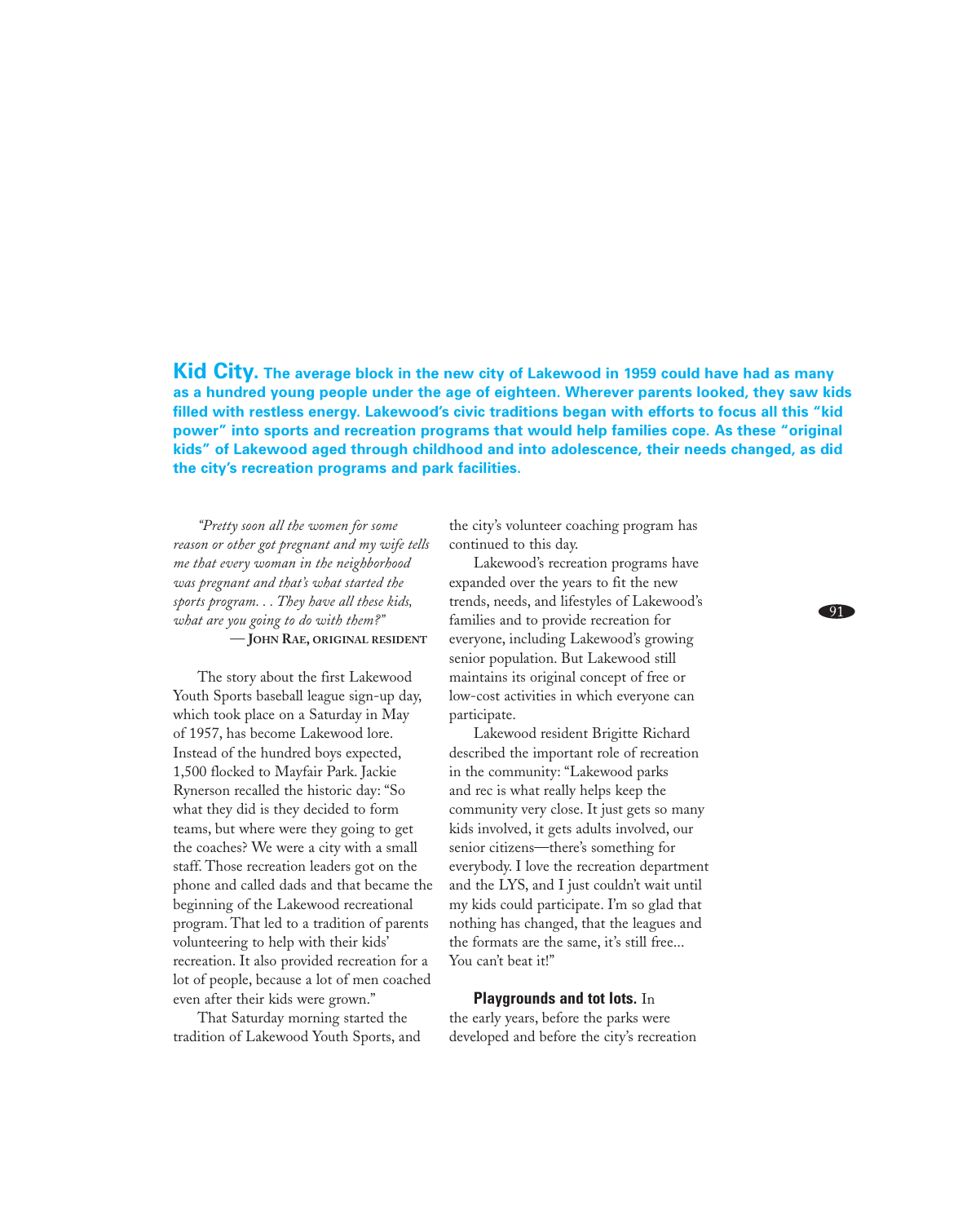## Kid City.

**The average block in the new city of Lakewood in 1959 could have had as many as a hundred young people under the age of eighteen. Wherever parents looked, they saw kids filled with restless energy. Lakewood's civic traditions began with efforts to focus all this "kid power" into sports and recreation programs that would help families cope. As these "original kids" of Lakewood aged through childhood and into adolescence, their needs changed, as did the city's recreation programs and park facilities.**

*"Pretty soon all the women for some reason or other got pregnant and my wife tells me that every woman in the neighborhood was pregnant and that's what started the sports program. . . They have all these kids, what are you going to do with them?"*
— JOHN RAE, ORIGINAL RESIDENT

The story about the first Lakewood Youth Sports baseball league sign-up day, which took place on a Saturday in May of 1957, has become Lakewood lore. Instead of the hundred boys expected, 1,500 flocked to Mayfair Park. Jackie Rynerson recalled the historic day: "So what they did is they decided to form teams, but where were they going to get the coaches? We were a city with a small staff. Those recreation leaders got on the phone and called dads and that became the beginning of the Lakewood recreational program. That led to a tradition of parents volunteering to help with their kids' recreation. It also provided recreation for a lot of people, because a lot of men coached even after their kids were grown."

That Saturday morning started the tradition of Lakewood Youth Sports, and the city's volunteer coaching program has continued to this day.

Lakewood's recreation programs have expanded over the years to fit the new trends, needs, and lifestyles of Lakewood's families and to provide recreation for everyone, including Lakewood's growing senior population. But Lakewood still maintains its original concept of free or low-cost activities in which everyone can participate.

Lakewood resident Brigitte Richard described the important role of recreation in the community: "Lakewood parks and rec is what really helps keep the community very close. It just gets so many kids involved, it gets adults involved, our senior citizens—there's something for everybody. I love the recreation department and the LYS, and I just couldn't wait until my kids could participate. I'm so glad that nothing has changed, that the leagues and the formats are the same, it's still free... You can't beat it!"

**Playgrounds and tot lots.** In the early years, before the parks were developed and before the city's recreation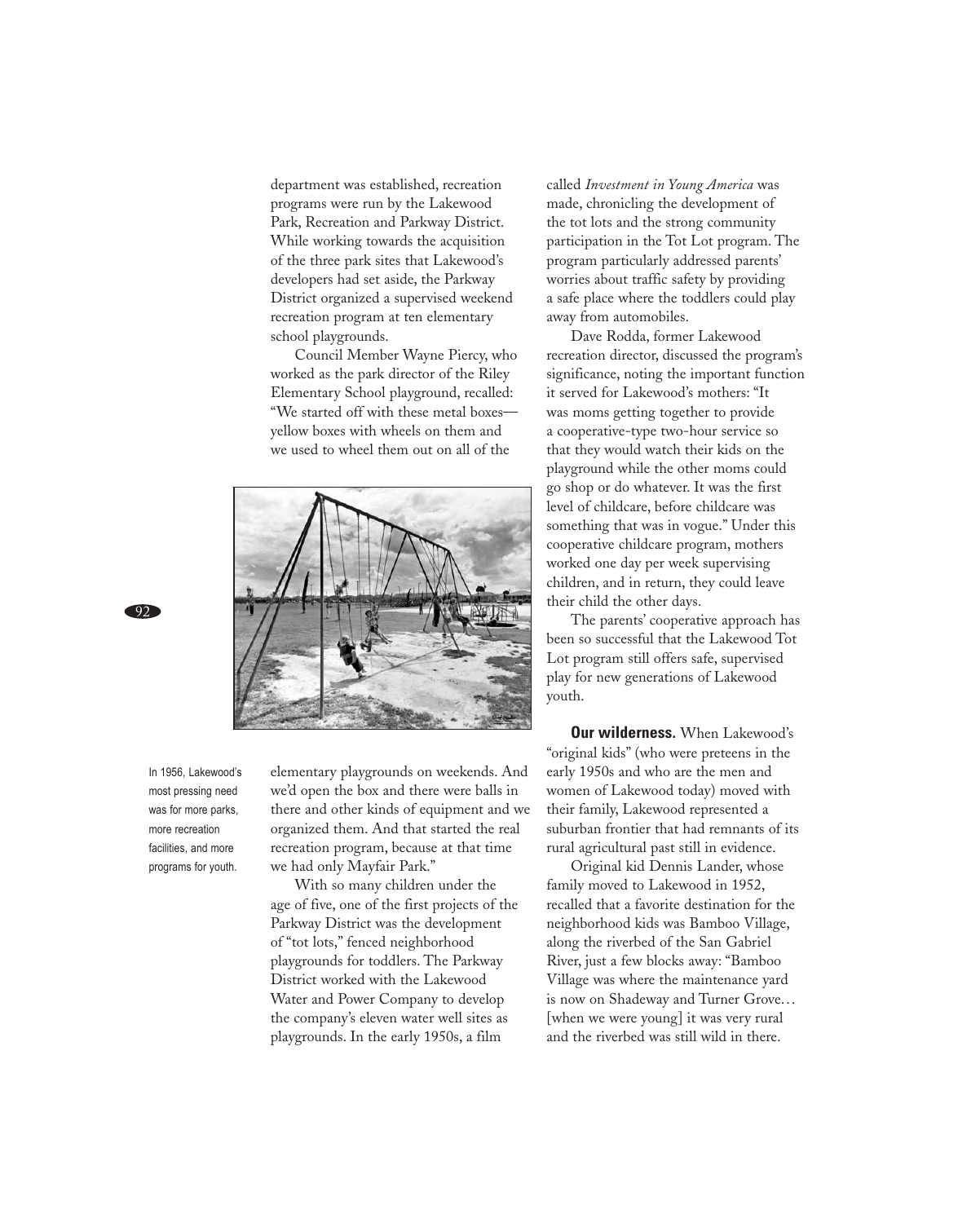department was established, recreation programs were run by the Lakewood Park, Recreation and Parkway District. While working towards the acquisition of the three park sites that Lakewood's developers had set aside, the Parkway District organized a supervised weekend recreation program at ten elementary school playgrounds.

Council Member Wayne Piercy, who worked as the park director of the Riley Elementary School playground, recalled: "We started off with these metal boxes—yellow boxes with wheels on them and we used to wheel them out on all of the elementary playgrounds on weekends. And we'd open the box and there were balls in there and other kinds of equipment and we organized them. And that started the real recreation program, because at that time we had only Mayfair Park."

In 1956, Lakewood's most pressing need was for more parks, more recreation facilities, and more programs for youth.

With so many children under the age of five, one of the first projects of the Parkway District was the development of "tot lots," fenced neighborhood playgrounds for toddlers. The Parkway District worked with the Lakewood Water and Power Company to develop the company's eleven water well sites as playgrounds. In the early 1950s, a film called *Investment in Young America* was made, chronicling the development of the tot lots and the strong community participation in the Tot Lot program. The program particularly addressed parents' worries about traffic safety by providing a safe place where the toddlers could play away from automobiles.

Dave Rodda, former Lakewood recreation director, discussed the program's significance, noting the important function it served for Lakewood's mothers: "It was moms getting together to provide a cooperative-type two-hour service so that they would watch their kids on the playground while the other moms could go shop or do whatever. It was the first level of childcare, before childcare was something that was in vogue." Under this cooperative childcare program, mothers worked one day per week supervising children, and in return, they could leave their child the other days.

The parents' cooperative approach has been so successful that the Lakewood Tot Lot program still offers safe, supervised play for new generations of Lakewood youth.

**Our wilderness.** When Lakewood's "original kids" (who were preteens in the early 1950s and who are the men and women of Lakewood today) moved with their family, Lakewood represented a suburban frontier that had remnants of its rural agricultural past still in evidence.

Original kid Dennis Lander, whose family moved to Lakewood in 1952, recalled that a favorite destination for the neighborhood kids was Bamboo Village, along the riverbed of the San Gabriel River, just a few blocks away: "Bamboo Village was where the maintenance yard is now on Shadeway and Turner Grove… [when we were young] it was very rural and the riverbed was still wild in there.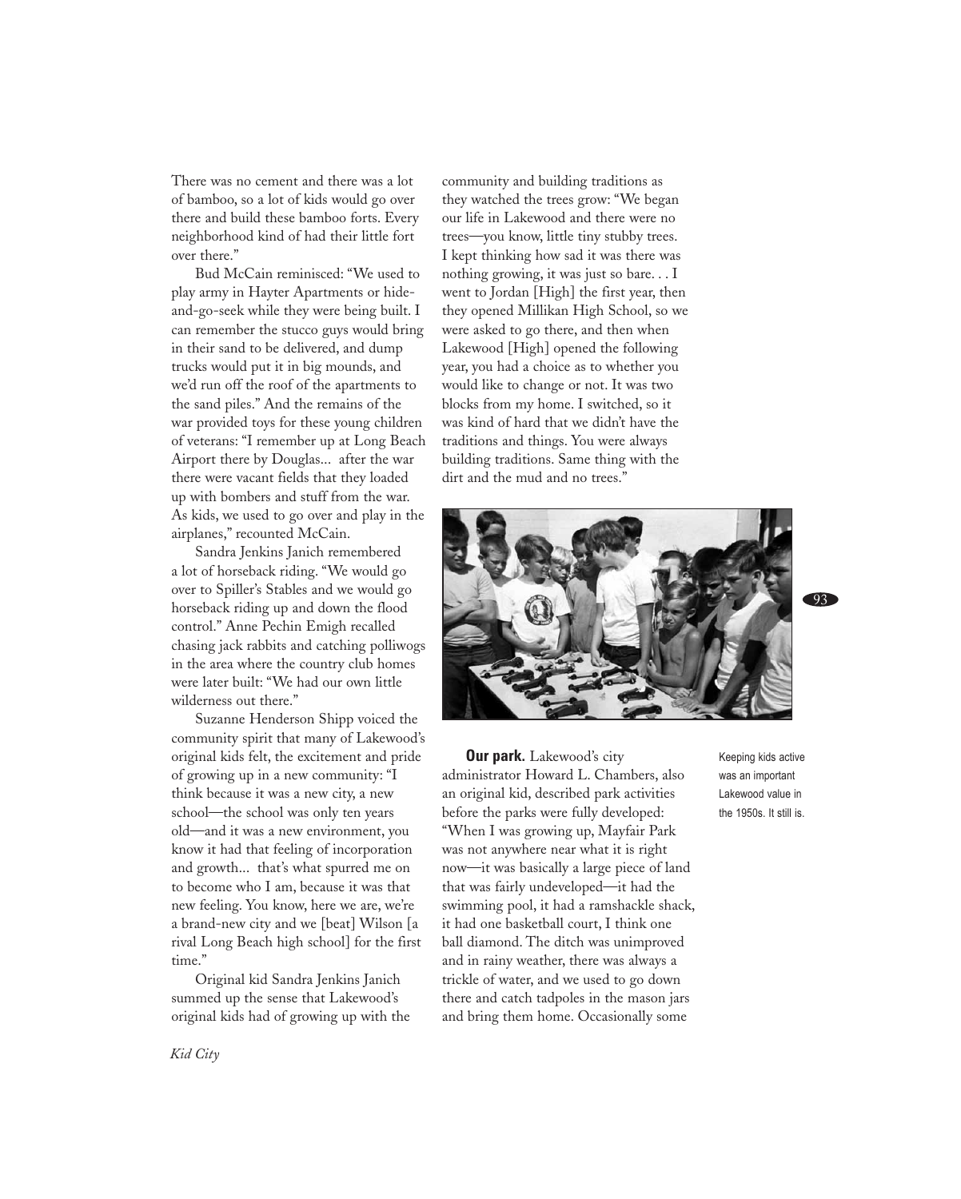There was no cement and there was a lot of bamboo, so a lot of kids would go over there and build these bamboo forts. Every neighborhood kind of had their little fort over there."

Bud McCain reminisced: "We used to play army in Hayter Apartments or hide-and-go-seek while they were being built. I can remember the stucco guys would bring in their sand to be delivered, and dump trucks would put it in big mounds, and we'd run off the roof of the apartments to the sand piles." And the remains of the war provided toys for these young children of veterans: "I remember up at Long Beach Airport there by Douglas... after the war there were vacant fields that they loaded up with bombers and stuff from the war. As kids, we used to go over and play in the airplanes," recounted McCain.

Sandra Jenkins Janich remembered a lot of horseback riding. "We would go over to Spiller's Stables and we would go horseback riding up and down the flood control." Anne Pechin Emigh recalled chasing jack rabbits and catching polliwogs in the area where the country club homes were later built: "We had our own little wilderness out there."

Suzanne Henderson Shipp voiced the community spirit that many of Lakewood's original kids felt, the excitement and pride of growing up in a new community: "I think because it was a new city, a new school—the school was only ten years old—and it was a new environment, you know it had that feeling of incorporation and growth... that's what spurred me on to become who I am, because it was that new feeling. You know, here we are, we're a brand-new city and we [beat] Wilson [a rival Long Beach high school] for the first time."

Original kid Sandra Jenkins Janich summed up the sense that Lakewood's original kids had of growing up with the community and building traditions as they watched the trees grow: "We began our life in Lakewood and there were no trees—you know, little tiny stubby trees. I kept thinking how sad it was there was nothing growing, it was just so bare. . . I went to Jordan [High] the first year, then they opened Millikan High School, so we were asked to go there, and then when Lakewood [High] opened the following year, you had a choice as to whether you would like to change or not. It was two blocks from my home. I switched, so it was kind of hard that we didn't have the traditions and things. You were always building traditions. Same thing with the dirt and the mud and no trees."

Keeping kids active was an important Lakewood value in the 1950s. It still is.

**Our park.** Lakewood's city administrator Howard L. Chambers, also an original kid, described park activities before the parks were fully developed: "When I was growing up, Mayfair Park was not anywhere near what it is right now—it was basically a large piece of land that was fairly undeveloped—it had the swimming pool, it had a ramshackle shack, it had one basketball court, I think one ball diamond. The ditch was unimproved and in rainy weather, there was always a trickle of water, and we used to go down there and catch tadpoles in the mason jars and bring them home. Occasionally some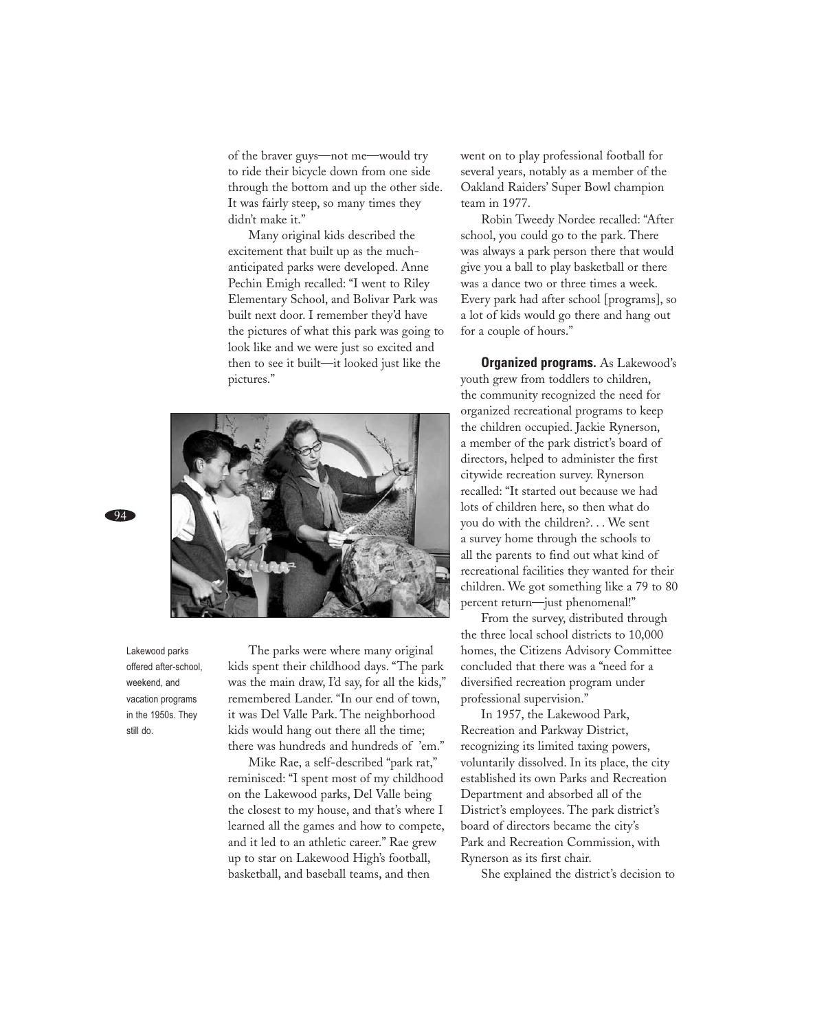of the braver guys—not me—would try to ride their bicycle down from one side through the bottom and up the other side. It was fairly steep, so many times they didn't make it."

Many original kids described the excitement that built up as the much-anticipated parks were developed. Anne Pechin Emigh recalled: "I went to Riley Elementary School, and Bolivar Park was built next door. I remember they'd have the pictures of what this park was going to look like and we were just so excited and then to see it built—it looked just like the pictures."

Lakewood parks offered after-school, weekend, and vacation programs in the 1950s. They still do.

The parks were where many original kids spent their childhood days. "The park was the main draw, I'd say, for all the kids," remembered Lander. "In our end of town, it was Del Valle Park. The neighborhood kids would hang out there all the time; there was hundreds and hundreds of 'em."

Mike Rae, a self-described "park rat," reminisced: "I spent most of my childhood on the Lakewood parks, Del Valle being the closest to my house, and that's where I learned all the games and how to compete, and it led to an athletic career." Rae grew up to star on Lakewood High's football, basketball, and baseball teams, and then went on to play professional football for several years, notably as a member of the Oakland Raiders' Super Bowl champion team in 1977.

Robin Tweedy Nordee recalled: "After school, you could go to the park. There was always a park person there that would give you a ball to play basketball or there was a dance two or three times a week. Every park had after school [programs], so a lot of kids would go there and hang out for a couple of hours."

**Organized programs.** As Lakewood's youth grew from toddlers to children, the community recognized the need for organized recreational programs to keep the children occupied. Jackie Rynerson, a member of the park district's board of directors, helped to administer the first citywide recreation survey. Rynerson recalled: "It started out because we had lots of children here, so then what do you do with the children?. . . We sent a survey home through the schools to all the parents to find out what kind of recreational facilities they wanted for their children. We got something like a 79 to 80 percent return—just phenomenal!"

From the survey, distributed through the three local school districts to 10,000 homes, the Citizens Advisory Committee concluded that there was a "need for a diversified recreation program under professional supervision."

In 1957, the Lakewood Park, Recreation and Parkway District, recognizing its limited taxing powers, voluntarily dissolved. In its place, the city established its own Parks and Recreation Department and absorbed all of the District's employees. The park district's board of directors became the city's Park and Recreation Commission, with Rynerson as its first chair.

She explained the district's decision to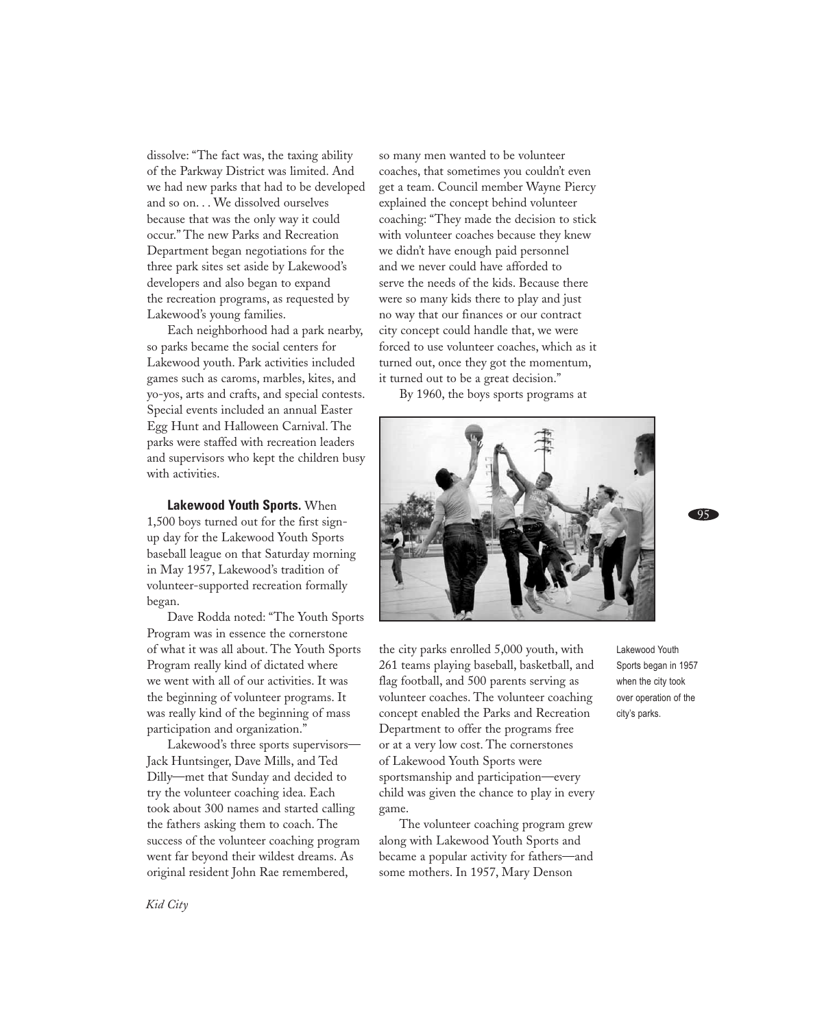dissolve: "The fact was, the taxing ability of the Parkway District was limited. And we had new parks that had to be developed and so on. . . We dissolved ourselves because that was the only way it could occur." The new Parks and Recreation Department began negotiations for the three park sites set aside by Lakewood's developers and also began to expand the recreation programs, as requested by Lakewood's young families.

Each neighborhood had a park nearby, so parks became the social centers for Lakewood youth. Park activities included games such as caroms, marbles, kites, and yo-yos, arts and crafts, and special contests. Special events included an annual Easter Egg Hunt and Halloween Carnival. The parks were staffed with recreation leaders and supervisors who kept the children busy with activities.

**Lakewood Youth Sports.** When 1,500 boys turned out for the first sign-up day for the Lakewood Youth Sports baseball league on that Saturday morning in May 1957, Lakewood's tradition of volunteer-supported recreation formally began.

Dave Rodda noted: "The Youth Sports Program was in essence the cornerstone of what it was all about. The Youth Sports Program really kind of dictated where we went with all of our activities. It was the beginning of volunteer programs. It was really kind of the beginning of mass participation and organization."

Lakewood's three sports supervisors—Jack Huntsinger, Dave Mills, and Ted Dilly—met that Sunday and decided to try the volunteer coaching idea. Each took about 300 names and started calling the fathers asking them to coach. The success of the volunteer coaching program went far beyond their wildest dreams. As original resident John Rae remembered, so many men wanted to be volunteer coaches, that sometimes you couldn't even get a team. Council member Wayne Piercy explained the concept behind volunteer coaching: "They made the decision to stick with volunteer coaches because they knew we didn't have enough paid personnel and we never could have afforded to serve the needs of the kids. Because there were so many kids there to play and just no way that our finances or our contract city concept could handle that, we were forced to use volunteer coaches, which as it turned out, once they got the momentum, it turned out to be a great decision."

By 1960, the boys sports programs at the city parks enrolled 5,000 youth, with 261 teams playing baseball, basketball, and flag football, and 500 parents serving as volunteer coaches. The volunteer coaching concept enabled the Parks and Recreation Department to offer the programs free or at a very low cost. The cornerstones of Lakewood Youth Sports were sportsmanship and participation—every child was given the chance to play in every game.

Lakewood Youth Sports began in 1957 when the city took over operation of the city's parks.

The volunteer coaching program grew along with Lakewood Youth Sports and became a popular activity for fathers—and some mothers. In 1957, Mary Denson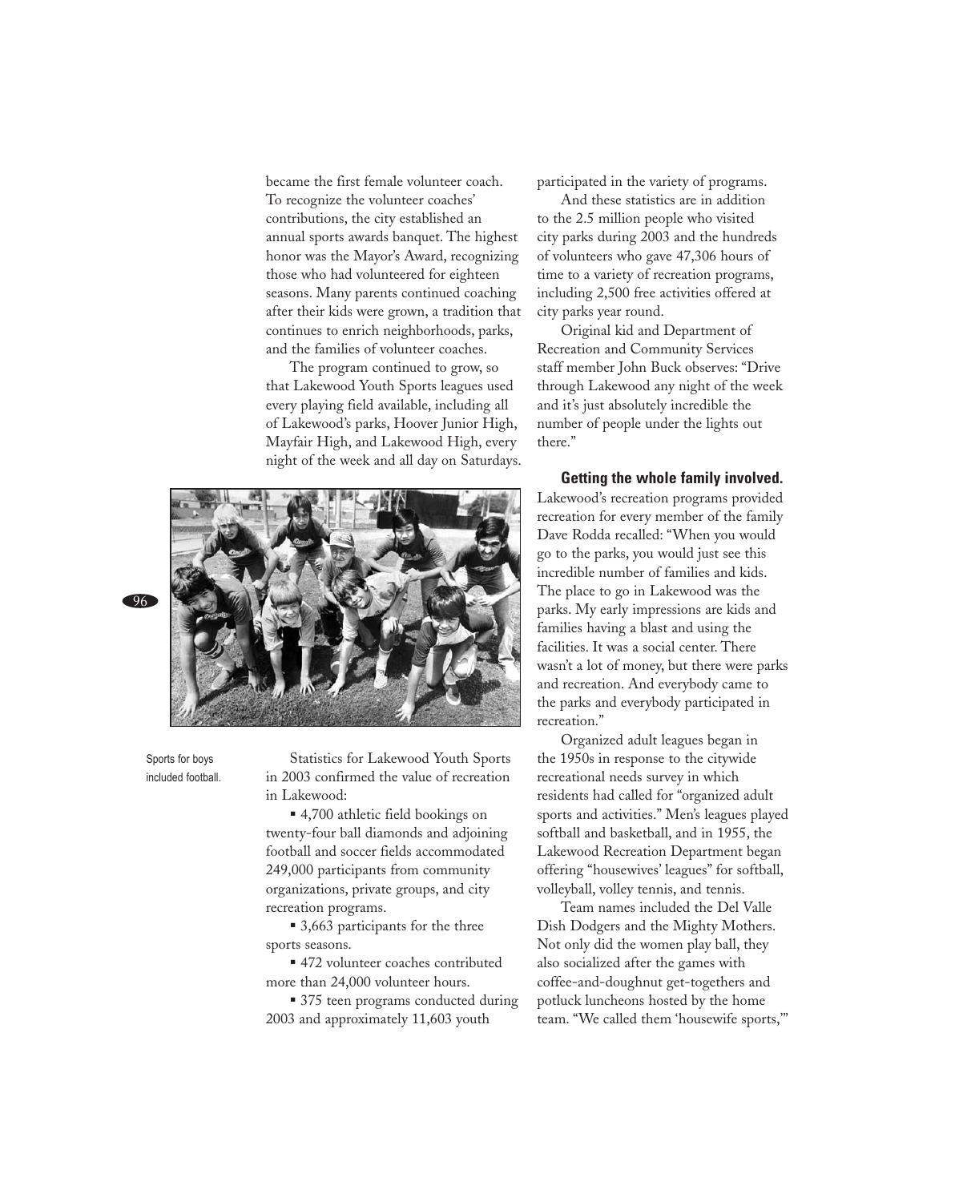became the first female volunteer coach. To recognize the volunteer coaches' contributions, the city established an annual sports awards banquet. The highest honor was the Mayor's Award, recognizing those who had volunteered for eighteen seasons. Many parents continued coaching after their kids were grown, a tradition that continues to enrich neighborhoods, parks, and the families of volunteer coaches.

The program continued to grow, so that Lakewood Youth Sports leagues used every playing field available, including all of Lakewood's parks, Hoover Junior High, Mayfair High, and Lakewood High, every night of the week and all day on Saturdays.

Sports for boys included football.

Statistics for Lakewood Youth Sports in 2003 confirmed the value of recreation in Lakewood:

- 4,700 athletic field bookings on twenty-four ball diamonds and adjoining football and soccer fields accommodated 249,000 participants from community organizations, private groups, and city recreation programs.
- 3,663 participants for the three sports seasons.
- 472 volunteer coaches contributed more than 24,000 volunteer hours.
- 375 teen programs conducted during 2003 and approximately 11,603 youth participated in the variety of programs.

And these statistics are in addition to the 2.5 million people who visited city parks during 2003 and the hundreds of volunteers who gave 47,306 hours of time to a variety of recreation programs, including 2,500 free activities offered at city parks year round.

Original kid and Department of Recreation and Community Services staff member John Buck observes: "Drive through Lakewood any night of the week and it's just absolutely incredible the number of people under the lights out there."

**Getting the whole family involved.** Lakewood's recreation programs provided recreation for every member of the family Dave Rodda recalled: "When you would go to the parks, you would just see this incredible number of families and kids. The place to go in Lakewood was the parks. My early impressions are kids and families having a blast and using the facilities. It was a social center. There wasn't a lot of money, but there were parks and recreation. And everybody came to the parks and everybody participated in recreation."

Organized adult leagues began in the 1950s in response to the citywide recreational needs survey in which residents had called for "organized adult sports and activities." Men's leagues played softball and basketball, and in 1955, the Lakewood Recreation Department began offering "housewives' leagues" for softball, volleyball, volley tennis, and tennis.

Team names included the Del Valle Dish Dodgers and the Mighty Mothers. Not only did the women play ball, they also socialized after the games with coffee-and-doughnut get-togethers and potluck luncheons hosted by the home team. "We called them 'housewife sports,'"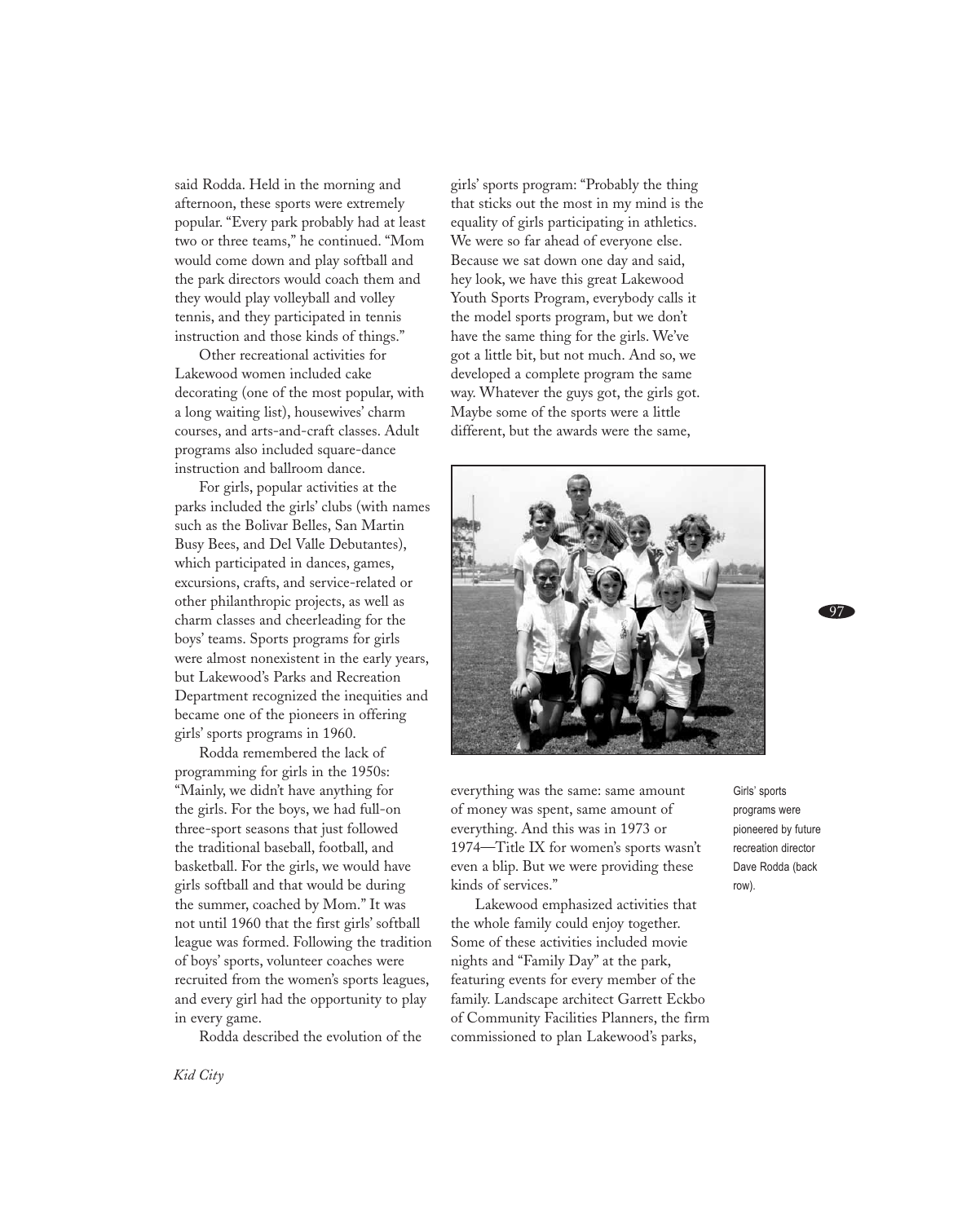said Rodda. Held in the morning and afternoon, these sports were extremely popular. "Every park probably had at least two or three teams," he continued. "Mom would come down and play softball and the park directors would coach them and they would play volleyball and volley tennis, and they participated in tennis instruction and those kinds of things."

Other recreational activities for Lakewood women included cake decorating (one of the most popular, with a long waiting list), housewives' charm courses, and arts-and-craft classes. Adult programs also included square-dance instruction and ballroom dance.

For girls, popular activities at the parks included the girls' clubs (with names such as the Bolivar Belles, San Martin Busy Bees, and Del Valle Debutantes), which participated in dances, games, excursions, crafts, and service-related or other philanthropic projects, as well as charm classes and cheerleading for the boys' teams. Sports programs for girls were almost nonexistent in the early years, but Lakewood's Parks and Recreation Department recognized the inequities and became one of the pioneers in offering girls' sports programs in 1960.

Rodda remembered the lack of programming for girls in the 1950s: "Mainly, we didn't have anything for the girls. For the boys, we had full-on three-sport seasons that just followed the traditional baseball, football, and basketball. For the girls, we would have girls softball and that would be during the summer, coached by Mom." It was not until 1960 that the first girls' softball league was formed. Following the tradition of boys' sports, volunteer coaches were recruited from the women's sports leagues, and every girl had the opportunity to play in every game.

Rodda described the evolution of the girls' sports program: "Probably the thing that sticks out the most in my mind is the equality of girls participating in athletics. We were so far ahead of everyone else. Because we sat down one day and said, hey look, we have this great Lakewood Youth Sports Program, everybody calls it the model sports program, but we don't have the same thing for the girls. We've got a little bit, but not much. And so, we developed a complete program the same way. Whatever the guys got, the girls got. Maybe some of the sports were a little different, but the awards were the same, everything was the same: same amount of money was spent, same amount of everything. And this was in 1973 or 1974—Title IX for women's sports wasn't even a blip. But we were providing these kinds of services."

Girls' sports programs were pioneered by future recreation director Dave Rodda (back row).

Lakewood emphasized activities that the whole family could enjoy together. Some of these activities included movie nights and "Family Day" at the park, featuring events for every member of the family. Landscape architect Garrett Eckbo of Community Facilities Planners, the firm commissioned to plan Lakewood's parks,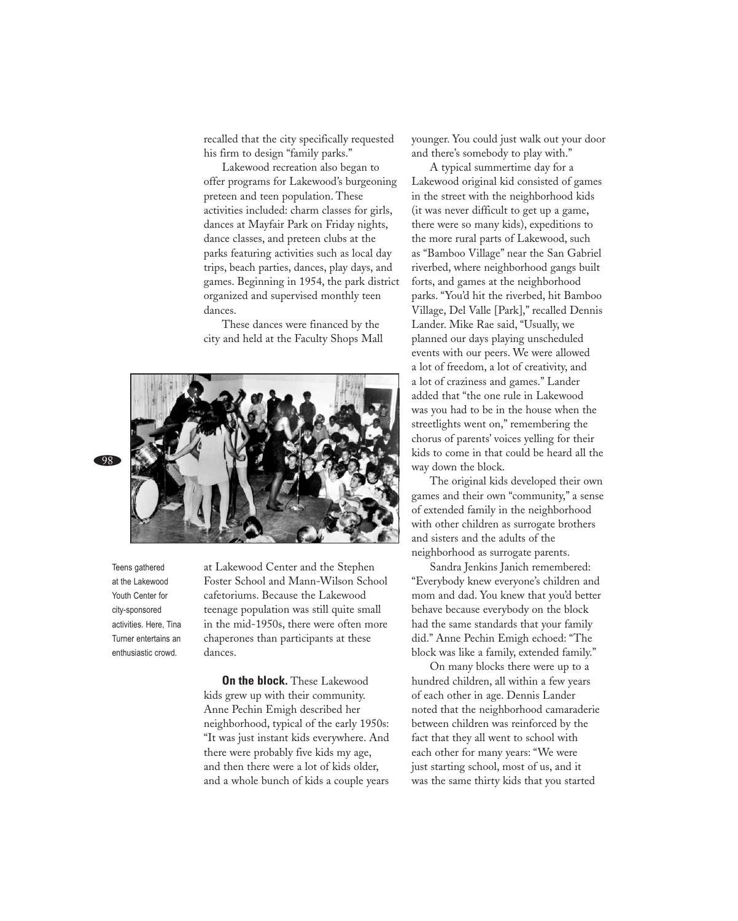recalled that the city specifically requested his firm to design "family parks."

Lakewood recreation also began to offer programs for Lakewood's burgeoning preteen and teen population. These activities included: charm classes for girls, dances at Mayfair Park on Friday nights, dance classes, and preteen clubs at the parks featuring activities such as local day trips, beach parties, dances, play days, and games. Beginning in 1954, the park district organized and supervised monthly teen dances.

These dances were financed by the city and held at the Faculty Shops Mall at Lakewood Center and the Stephen Foster School and Mann-Wilson School cafetoriums. Because the Lakewood teenage population was still quite small in the mid-1950s, there were often more chaperones than participants at these dances.

Teens gathered at the Lakewood Youth Center for city-sponsored activities. Here, Tina Turner entertains an enthusiastic crowd.

**On the block.** These Lakewood kids grew up with their community. Anne Pechin Emigh described her neighborhood, typical of the early 1950s: "It was just instant kids everywhere. And there were probably five kids my age, and then there were a lot of kids older, and a whole bunch of kids a couple years younger. You could just walk out your door and there's somebody to play with."

A typical summertime day for a Lakewood original kid consisted of games in the street with the neighborhood kids (it was never difficult to get up a game, there were so many kids), expeditions to the more rural parts of Lakewood, such as "Bamboo Village" near the San Gabriel riverbed, where neighborhood gangs built forts, and games at the neighborhood parks. "You'd hit the riverbed, hit Bamboo Village, Del Valle [Park]," recalled Dennis Lander. Mike Rae said, "Usually, we planned our days playing unscheduled events with our peers. We were allowed a lot of freedom, a lot of creativity, and a lot of craziness and games." Lander added that "the one rule in Lakewood was you had to be in the house when the streetlights went on," remembering the chorus of parents' voices yelling for their kids to come in that could be heard all the way down the block.

The original kids developed their own games and their own "community," a sense of extended family in the neighborhood with other children as surrogate brothers and sisters and the adults of the neighborhood as surrogate parents.

Sandra Jenkins Janich remembered: "Everybody knew everyone's children and mom and dad. You knew that you'd better behave because everybody on the block had the same standards that your family did." Anne Pechin Emigh echoed: "The block was like a family, extended family."

On many blocks there were up to a hundred children, all within a few years of each other in age. Dennis Lander noted that the neighborhood camaraderie between children was reinforced by the fact that they all went to school with each other for many years: "We were just starting school, most of us, and it was the same thirty kids that you started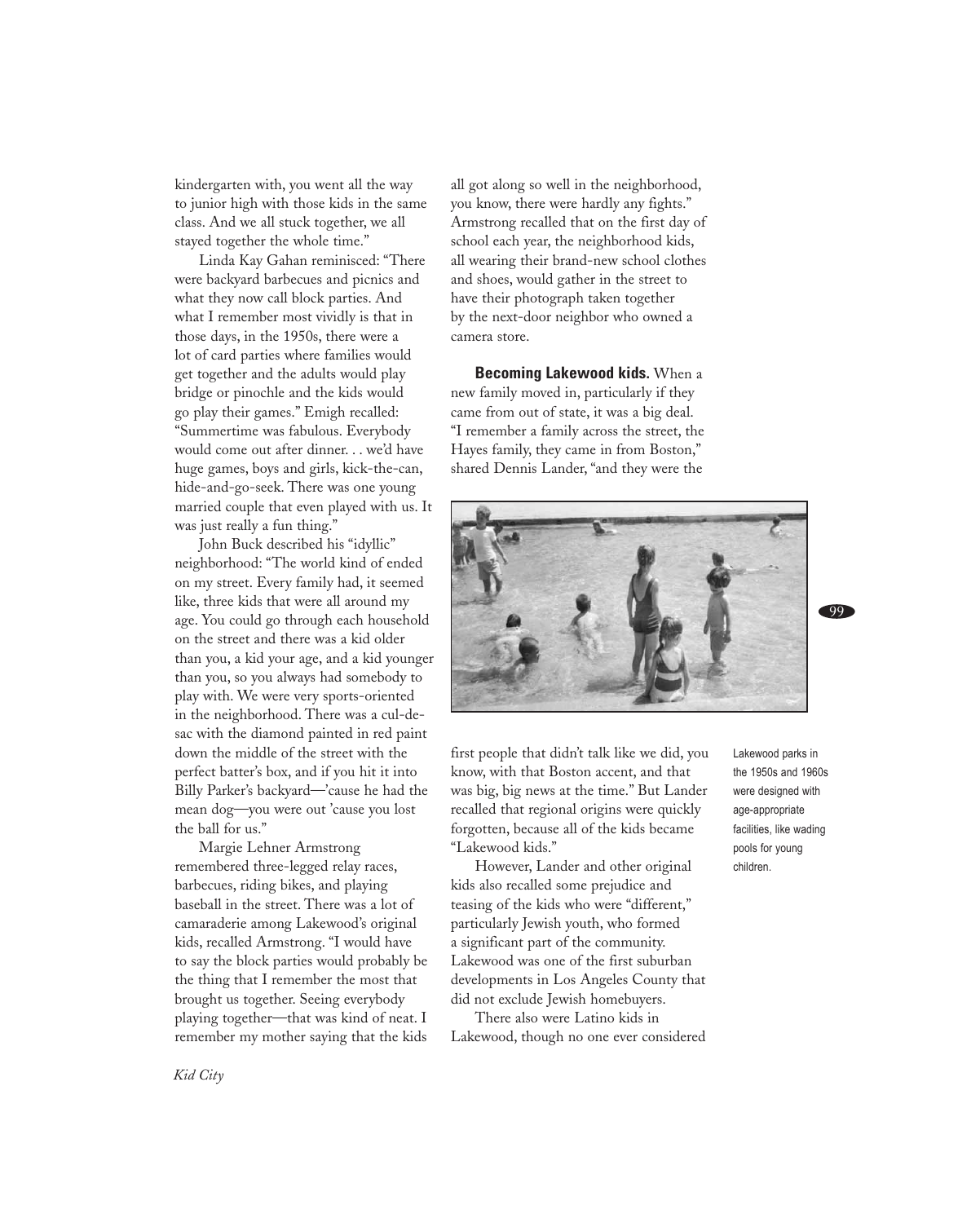kindergarten with, you went all the way to junior high with those kids in the same class. And we all stuck together, we all stayed together the whole time."

Linda Kay Gahan reminisced: "There were backyard barbecues and picnics and what they now call block parties. And what I remember most vividly is that in those days, in the 1950s, there were a lot of card parties where families would get together and the adults would play bridge or pinochle and the kids would go play their games." Emigh recalled: "Summertime was fabulous. Everybody would come out after dinner. . . we'd have huge games, boys and girls, kick-the-can, hide-and-go-seek. There was one young married couple that even played with us. It was just really a fun thing."

John Buck described his "idyllic" neighborhood: "The world kind of ended on my street. Every family had, it seemed like, three kids that were all around my age. You could go through each household on the street and there was a kid older than you, a kid your age, and a kid younger than you, so you always had somebody to play with. We were very sports-oriented in the neighborhood. There was a cul-de-sac with the diamond painted in red paint down the middle of the street with the perfect batter's box, and if you hit it into Billy Parker's backyard—'cause he had the mean dog—you were out 'cause you lost the ball for us."

Margie Lehner Armstrong remembered three-legged relay races, barbecues, riding bikes, and playing baseball in the street. There was a lot of camaraderie among Lakewood's original kids, recalled Armstrong. "I would have to say the block parties would probably be the thing that I remember the most that brought us together. Seeing everybody playing together—that was kind of neat. I remember my mother saying that the kids all got along so well in the neighborhood, you know, there were hardly any fights." Armstrong recalled that on the first day of school each year, the neighborhood kids, all wearing their brand-new school clothes and shoes, would gather in the street to have their photograph taken together by the next-door neighbor who owned a camera store.

**Becoming Lakewood kids.** When a new family moved in, particularly if they came from out of state, it was a big deal. "I remember a family across the street, the Hayes family, they came in from Boston," shared Dennis Lander, "and they were the first people that didn't talk like we did, you know, with that Boston accent, and that was big, big news at the time." But Lander recalled that regional origins were quickly forgotten, because all of the kids became "Lakewood kids."

However, Lander and other original kids also recalled some prejudice and teasing of the kids who were "different," particularly Jewish youth, who formed a significant part of the community. Lakewood was one of the first suburban developments in Los Angeles County that did not exclude Jewish homebuyers.

There also were Latino kids in Lakewood, though no one ever considered

Lakewood parks in the 1950s and 1960s were designed with age-appropriate facilities, like wading pools for young children.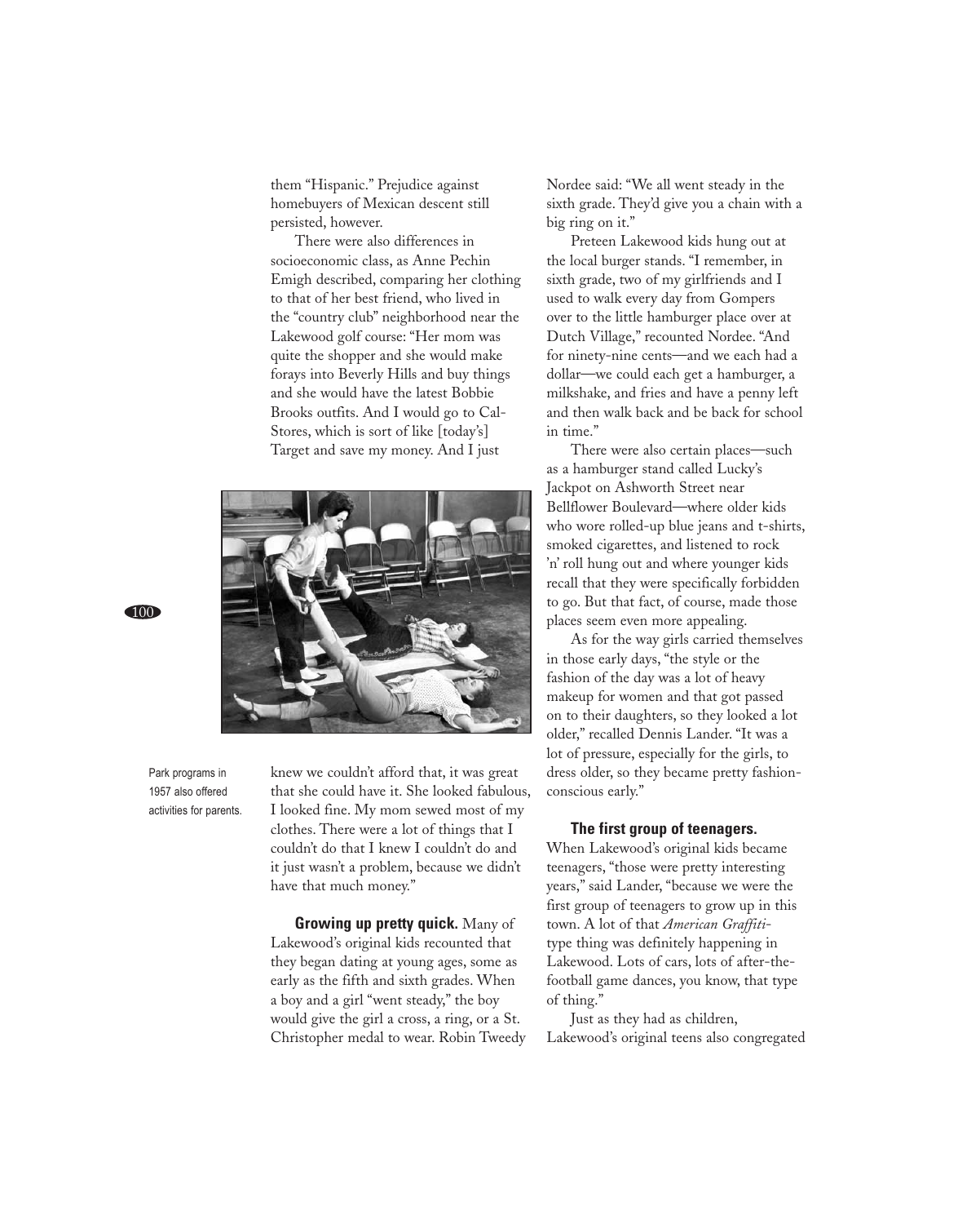them "Hispanic." Prejudice against homebuyers of Mexican descent still persisted, however.

There were also differences in socioeconomic class, as Anne Pechin Emigh described, comparing her clothing to that of her best friend, who lived in the "country club" neighborhood near the Lakewood golf course: "Her mom was quite the shopper and she would make forays into Beverly Hills and buy things and she would have the latest Bobbie Brooks outfits. And I would go to Cal-Stores, which is sort of like [today's] Target and save my money. And I just knew we couldn't afford that, it was great that she could have it. She looked fabulous, I looked fine. My mom sewed most of my clothes. There were a lot of things that I couldn't do that I knew I couldn't do and it just wasn't a problem, because we didn't have that much money."

Park programs in 1957 also offered activities for parents.

**Growing up pretty quick.** Many of Lakewood's original kids recounted that they began dating at young ages, some as early as the fifth and sixth grades. When a boy and a girl "went steady," the boy would give the girl a cross, a ring, or a St. Christopher medal to wear. Robin Tweedy Nordee said: "We all went steady in the sixth grade. They'd give you a chain with a big ring on it."

Preteen Lakewood kids hung out at the local burger stands. "I remember, in sixth grade, two of my girlfriends and I used to walk every day from Gompers over to the little hamburger place over at Dutch Village," recounted Nordee. "And for ninety-nine cents—and we each had a dollar—we could each get a hamburger, a milkshake, and fries and have a penny left and then walk back and be back for school in time."

There were also certain places—such as a hamburger stand called Lucky's Jackpot on Ashworth Street near Bellflower Boulevard—where older kids who wore rolled-up blue jeans and t-shirts, smoked cigarettes, and listened to rock 'n' roll hung out and where younger kids recall that they were specifically forbidden to go. But that fact, of course, made those places seem even more appealing.

As for the way girls carried themselves in those early days, "the style or the fashion of the day was a lot of heavy makeup for women and that got passed on to their daughters, so they looked a lot older," recalled Dennis Lander. "It was a lot of pressure, especially for the girls, to dress older, so they became pretty fashion-conscious early."

**The first group of teenagers.** When Lakewood's original kids became teenagers, "those were pretty interesting years," said Lander, "because we were the first group of teenagers to grow up in this town. A lot of that *American Graffiti*-type thing was definitely happening in Lakewood. Lots of cars, lots of after-the-football game dances, you know, that type of thing."

Just as they had as children, Lakewood's original teens also congregated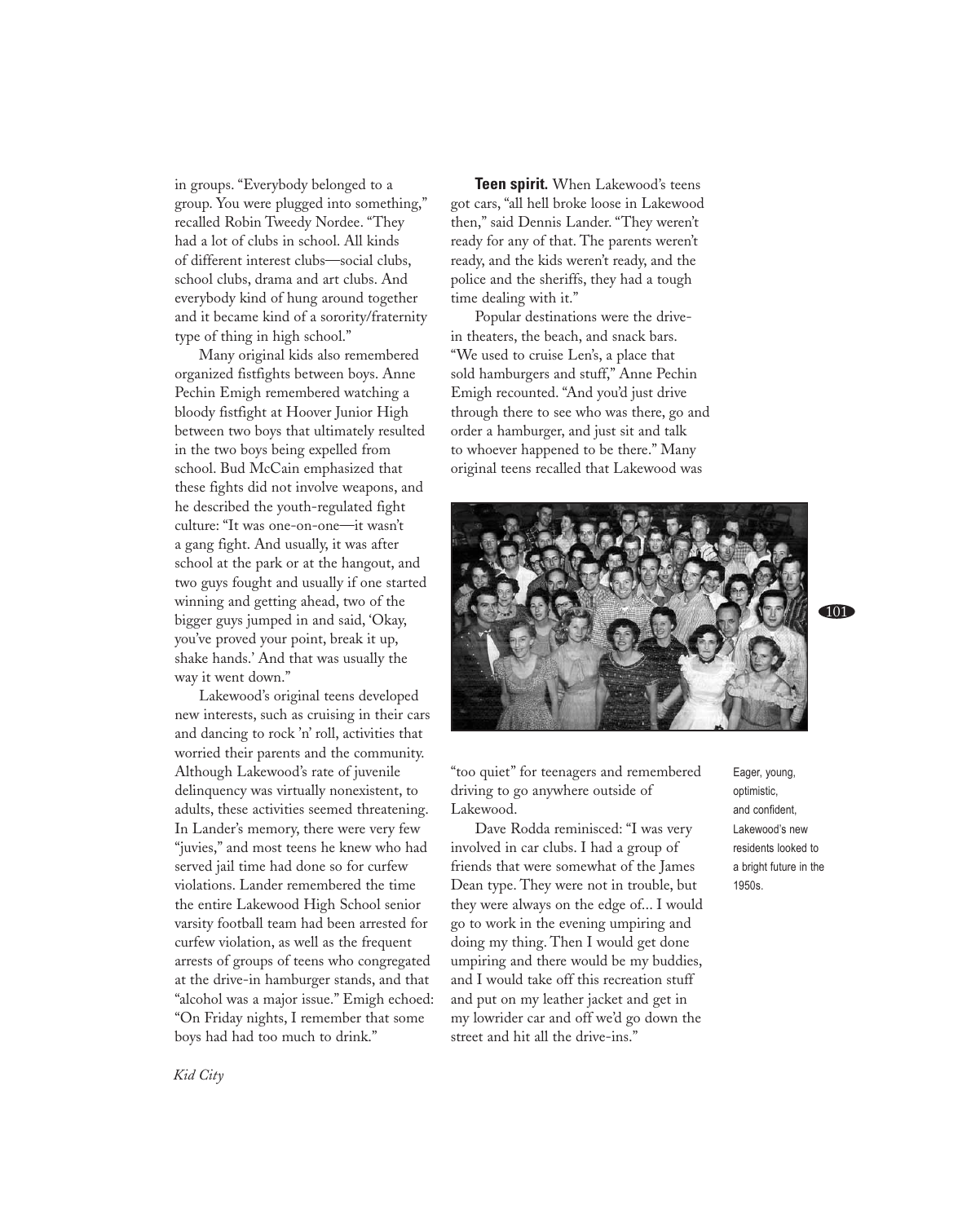in groups. "Everybody belonged to a group. You were plugged into something," recalled Robin Tweedy Nordee. "They had a lot of clubs in school. All kinds of different interest clubs—social clubs, school clubs, drama and art clubs. And everybody kind of hung around together and it became kind of a sorority/fraternity type of thing in high school."

Many original kids also remembered organized fistfights between boys. Anne Pechin Emigh remembered watching a bloody fistfight at Hoover Junior High between two boys that ultimately resulted in the two boys being expelled from school. Bud McCain emphasized that these fights did not involve weapons, and he described the youth-regulated fight culture: "It was one-on-one—it wasn't a gang fight. And usually, it was after school at the park or at the hangout, and two guys fought and usually if one started winning and getting ahead, two of the bigger guys jumped in and said, 'Okay, you've proved your point, break it up, shake hands.' And that was usually the way it went down."

Lakewood's original teens developed new interests, such as cruising in their cars and dancing to rock 'n' roll, activities that worried their parents and the community. Although Lakewood's rate of juvenile delinquency was virtually nonexistent, to adults, these activities seemed threatening. In Lander's memory, there were very few "juvies," and most teens he knew who had served jail time had done so for curfew violations. Lander remembered the time the entire Lakewood High School senior varsity football team had been arrested for curfew violation, as well as the frequent arrests of groups of teens who congregated at the drive-in hamburger stands, and that "alcohol was a major issue." Emigh echoed: "On Friday nights, I remember that some boys had had too much to drink."

**Teen spirit.** When Lakewood's teens got cars, "all hell broke loose in Lakewood then," said Dennis Lander. "They weren't ready for any of that. The parents weren't ready, and the kids weren't ready, and the police and the sheriffs, they had a tough time dealing with it."

Popular destinations were the drive-in theaters, the beach, and snack bars. "We used to cruise Len's, a place that sold hamburgers and stuff," Anne Pechin Emigh recounted. "And you'd just drive through there to see who was there, go and order a hamburger, and just sit and talk to whoever happened to be there." Many original teens recalled that Lakewood was "too quiet" for teenagers and remembered driving to go anywhere outside of Lakewood.

Dave Rodda reminisced: "I was very involved in car clubs. I had a group of friends that were somewhat of the James Dean type. They were not in trouble, but they were always on the edge of... I would go to work in the evening umpiring and doing my thing. Then I would get done umpiring and there would be my buddies, and I would take off this recreation stuff and put on my leather jacket and get in my lowrider car and off we'd go down the street and hit all the drive-ins."

Eager, young, optimistic, and confident, Lakewood's new residents looked to a bright future in the 1950s.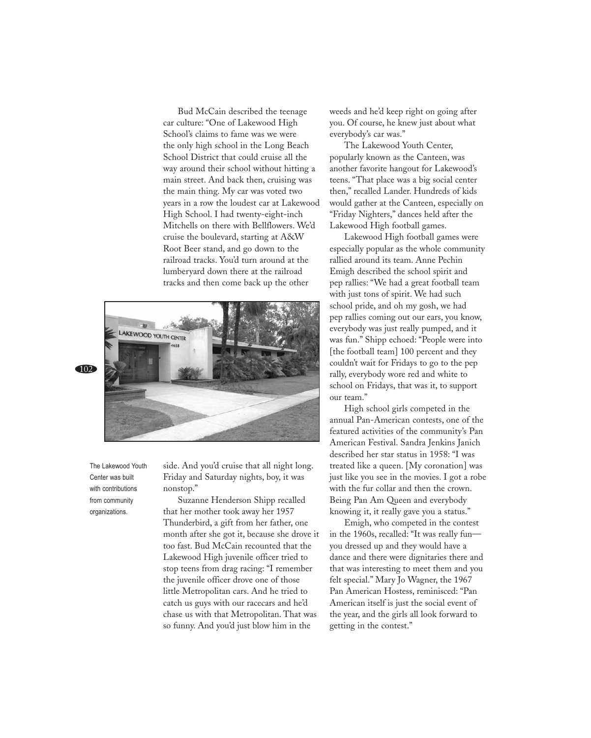Bud McCain described the teenage car culture: "One of Lakewood High School's claims to fame was we were the only high school in the Long Beach School District that could cruise all the way around their school without hitting a main street. And back then, cruising was the main thing. My car was voted two years in a row the loudest car at Lakewood High School. I had twenty-eight-inch Mitchells on there with Bellflowers. We'd cruise the boulevard, starting at A&W Root Beer stand, and go down to the railroad tracks. You'd turn around at the lumberyard down there at the railroad tracks and then come back up the other side. And you'd cruise that all night long. Friday and Saturday nights, boy, it was nonstop."

The Lakewood Youth Center was built with contributions from community organizations.

Suzanne Henderson Shipp recalled that her mother took away her 1957 Thunderbird, a gift from her father, one month after she got it, because she drove it too fast. Bud McCain recounted that the Lakewood High juvenile officer tried to stop teens from drag racing: "I remember the juvenile officer drove one of those little Metropolitan cars. And he tried to catch us guys with our racecars and he'd chase us with that Metropolitan. That was so funny. And you'd just blow him in the weeds and he'd keep right on going after you. Of course, he knew just about what everybody's car was."

The Lakewood Youth Center, popularly known as the Canteen, was another favorite hangout for Lakewood's teens. "That place was a big social center then," recalled Lander. Hundreds of kids would gather at the Canteen, especially on "Friday Nighters," dances held after the Lakewood High football games.

Lakewood High football games were especially popular as the whole community rallied around its team. Anne Pechin Emigh described the school spirit and pep rallies: "We had a great football team with just tons of spirit. We had such school pride, and oh my gosh, we had pep rallies coming out our ears, you know, everybody was just really pumped, and it was fun." Shipp echoed: "People were into [the football team] 100 percent and they couldn't wait for Fridays to go to the pep rally, everybody wore red and white to school on Fridays, that was it, to support our team."

High school girls competed in the annual Pan-American contests, one of the featured activities of the community's Pan American Festival. Sandra Jenkins Janich described her star status in 1958: "I was treated like a queen. [My coronation] was just like you see in the movies. I got a robe with the fur collar and then the crown. Being Pan Am Queen and everybody knowing it, it really gave you a status."

Emigh, who competed in the contest in the 1960s, recalled: "It was really fun—you dressed up and they would have a dance and there were dignitaries there and that was interesting to meet them and you felt special." Mary Jo Wagner, the 1967 Pan American Hostess, reminisced: "Pan American itself is just the social event of the year, and the girls all look forward to getting in the contest."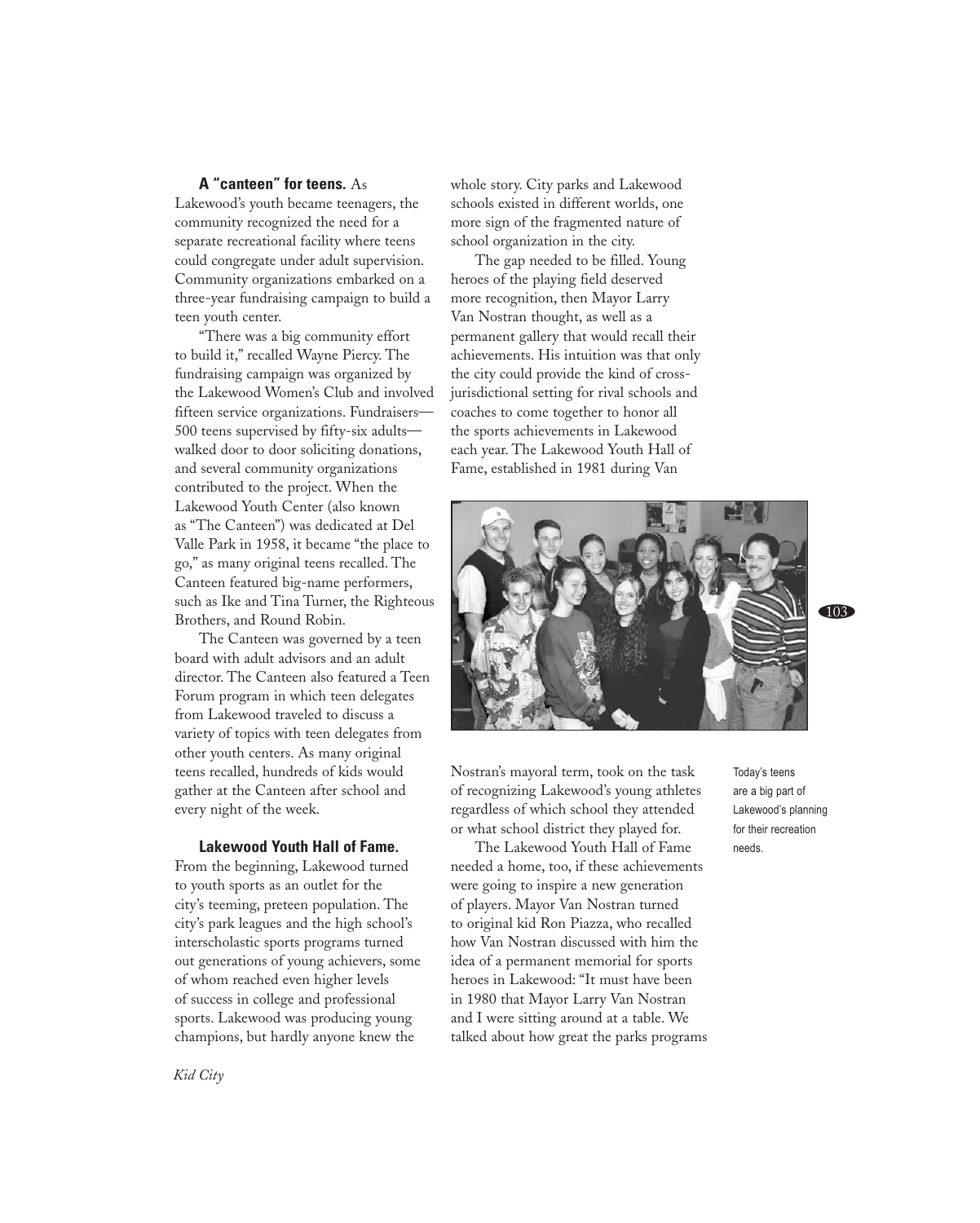**A "canteen" for teens.** As Lakewood's youth became teenagers, the community recognized the need for a separate recreational facility where teens could congregate under adult supervision. Community organizations embarked on a three-year fundraising campaign to build a teen youth center.

"There was a big community effort to build it," recalled Wayne Piercy. The fundraising campaign was organized by the Lakewood Women's Club and involved fifteen service organizations. Fundraisers—500 teens supervised by fifty-six adults—walked door to door soliciting donations, and several community organizations contributed to the project. When the Lakewood Youth Center (also known as "The Canteen") was dedicated at Del Valle Park in 1958, it became "the place to go," as many original teens recalled. The Canteen featured big-name performers, such as Ike and Tina Turner, the Righteous Brothers, and Round Robin.

The Canteen was governed by a teen board with adult advisors and an adult director. The Canteen also featured a Teen Forum program in which teen delegates from Lakewood traveled to discuss a variety of topics with teen delegates from other youth centers. As many original teens recalled, hundreds of kids would gather at the Canteen after school and every night of the week.

**Lakewood Youth Hall of Fame.** From the beginning, Lakewood turned to youth sports as an outlet for the city's teeming, preteen population. The city's park leagues and the high school's interscholastic sports programs turned out generations of young achievers, some of whom reached even higher levels of success in college and professional sports. Lakewood was producing young champions, but hardly anyone knew the whole story. City parks and Lakewood schools existed in different worlds, one more sign of the fragmented nature of school organization in the city.

The gap needed to be filled. Young heroes of the playing field deserved more recognition, then Mayor Larry Van Nostran thought, as well as a permanent gallery that would recall their achievements. His intuition was that only the city could provide the kind of cross-jurisdictional setting for rival schools and coaches to come together to honor all the sports achievements in Lakewood each year. The Lakewood Youth Hall of Fame, established in 1981 during Van Nostran's mayoral term, took on the task of recognizing Lakewood's young athletes regardless of which school they attended or what school district they played for.

Today's teens are a big part of Lakewood's planning for their recreation needs.

The Lakewood Youth Hall of Fame needed a home, too, if these achievements were going to inspire a new generation of players. Mayor Van Nostran turned to original kid Ron Piazza, who recalled how Van Nostran discussed with him the idea of a permanent memorial for sports heroes in Lakewood: "It must have been in 1980 that Mayor Larry Van Nostran and I were sitting around at a table. We talked about how great the parks programs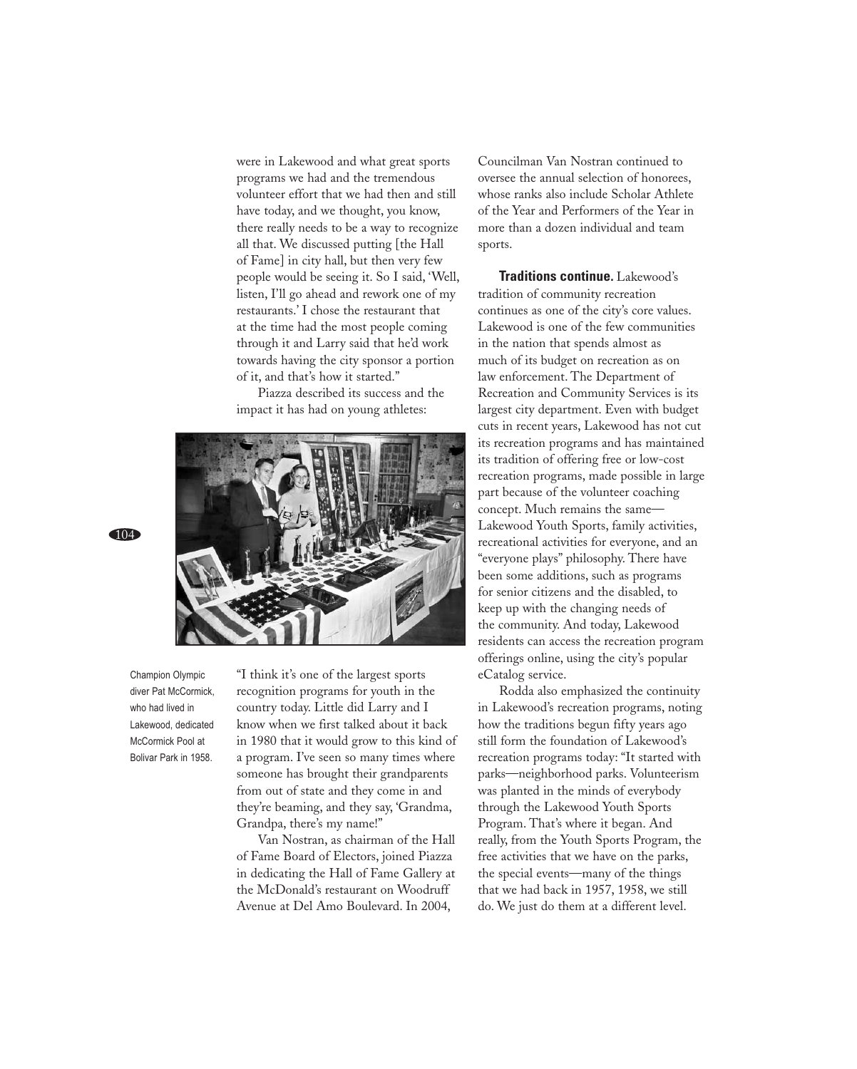were in Lakewood and what great sports programs we had and the tremendous volunteer effort that we had then and still have today, and we thought, you know, there really needs to be a way to recognize all that. We discussed putting [the Hall of Fame] in city hall, but then very few people would be seeing it. So I said, 'Well, listen, I'll go ahead and rework one of my restaurants.' I chose the restaurant that at the time had the most people coming through it and Larry said that he'd work towards having the city sponsor a portion of it, and that's how it started."

Piazza described its success and the impact it has had on young athletes:

Champion Olympic diver Pat McCormick, who had lived in Lakewood, dedicated McCormick Pool at Bolivar Park in 1958.

"I think it's one of the largest sports recognition programs for youth in the country today. Little did Larry and I know when we first talked about it back in 1980 that it would grow to this kind of a program. I've seen so many times where someone has brought their grandparents from out of state and they come in and they're beaming, and they say, 'Grandma, Grandpa, there's my name!"

Van Nostran, as chairman of the Hall of Fame Board of Electors, joined Piazza in dedicating the Hall of Fame Gallery at the McDonald's restaurant on Woodruff Avenue at Del Amo Boulevard. In 2004, Councilman Van Nostran continued to oversee the annual selection of honorees, whose ranks also include Scholar Athlete of the Year and Performers of the Year in more than a dozen individual and team sports.

**Traditions continue.** Lakewood's tradition of community recreation continues as one of the city's core values. Lakewood is one of the few communities in the nation that spends almost as much of its budget on recreation as on law enforcement. The Department of Recreation and Community Services is its largest city department. Even with budget cuts in recent years, Lakewood has not cut its recreation programs and has maintained its tradition of offering free or low-cost recreation programs, made possible in large part because of the volunteer coaching concept. Much remains the same—Lakewood Youth Sports, family activities, recreational activities for everyone, and an "everyone plays" philosophy. There have been some additions, such as programs for senior citizens and the disabled, to keep up with the changing needs of the community. And today, Lakewood residents can access the recreation program offerings online, using the city's popular eCatalog service.

Rodda also emphasized the continuity in Lakewood's recreation programs, noting how the traditions begun fifty years ago still form the foundation of Lakewood's recreation programs today: "It started with parks—neighborhood parks. Volunteerism was planted in the minds of everybody through the Lakewood Youth Sports Program. That's where it began. And really, from the Youth Sports Program, the free activities that we have on the parks, the special events—many of the things that we had back in 1957, 1958, we still do. We just do them at a different level.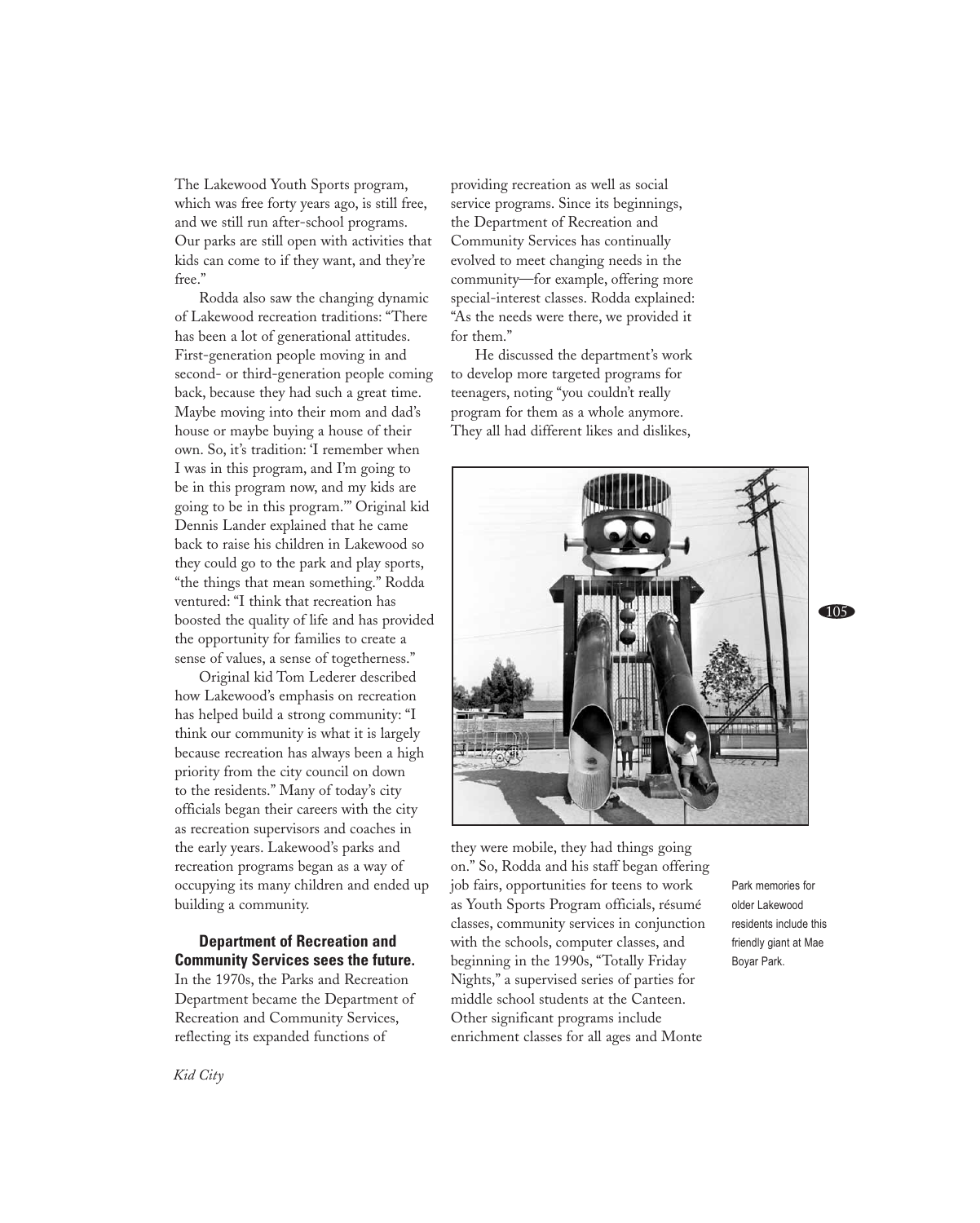The Lakewood Youth Sports program, which was free forty years ago, is still free, and we still run after-school programs. Our parks are still open with activities that kids can come to if they want, and they're free."

Rodda also saw the changing dynamic of Lakewood recreation traditions: "There has been a lot of generational attitudes. First-generation people moving in and second- or third-generation people coming back, because they had such a great time. Maybe moving into their mom and dad's house or maybe buying a house of their own. So, it's tradition: 'I remember when I was in this program, and I'm going to be in this program now, and my kids are going to be in this program.'" Original kid Dennis Lander explained that he came back to raise his children in Lakewood so they could go to the park and play sports, "the things that mean something." Rodda ventured: "I think that recreation has boosted the quality of life and has provided the opportunity for families to create a sense of values, a sense of togetherness."

Original kid Tom Lederer described how Lakewood's emphasis on recreation has helped build a strong community: "I think our community is what it is largely because recreation has always been a high priority from the city council on down to the residents." Many of today's city officials began their careers with the city as recreation supervisors and coaches in the early years. Lakewood's parks and recreation programs began as a way of occupying its many children and ended up building a community.

**Department of Recreation and Community Services sees the future.** In the 1970s, the Parks and Recreation Department became the Department of Recreation and Community Services, reflecting its expanded functions of providing recreation as well as social service programs. Since its beginnings, the Department of Recreation and Community Services has continually evolved to meet changing needs in the community—for example, offering more special-interest classes. Rodda explained: "As the needs were there, we provided it for them."

He discussed the department's work to develop more targeted programs for teenagers, noting "you couldn't really program for them as a whole anymore. They all had different likes and dislikes, they were mobile, they had things going on." So, Rodda and his staff began offering job fairs, opportunities for teens to work as Youth Sports Program officials, résumé classes, community services in conjunction with the schools, computer classes, and beginning in the 1990s, "Totally Friday Nights," a supervised series of parties for middle school students at the Canteen. Other significant programs include enrichment classes for all ages and Monte

Park memories for older Lakewood residents include this friendly giant at Mae Boyar Park.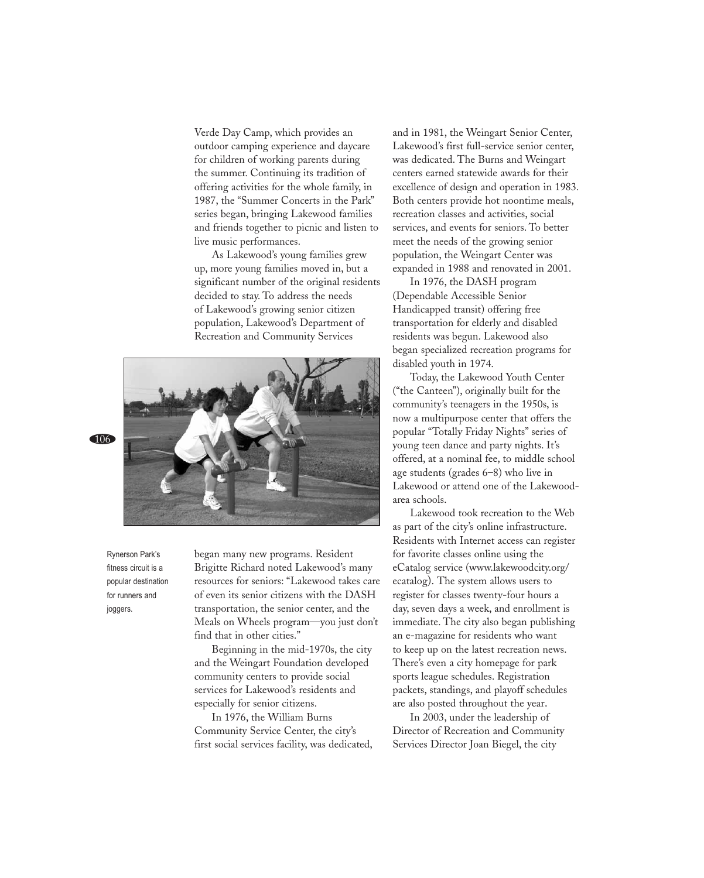Verde Day Camp, which provides an outdoor camping experience and daycare for children of working parents during the summer. Continuing its tradition of offering activities for the whole family, in 1987, the "Summer Concerts in the Park" series began, bringing Lakewood families and friends together to picnic and listen to live music performances.

As Lakewood's young families grew up, more young families moved in, but a significant number of the original residents decided to stay. To address the needs of Lakewood's growing senior citizen population, Lakewood's Department of Recreation and Community Services began many new programs. Resident Brigitte Richard noted Lakewood's many resources for seniors: "Lakewood takes care of even its senior citizens with the DASH transportation, the senior center, and the Meals on Wheels program—you just don't find that in other cities."

Rynerson Park's fitness circuit is a popular destination for runners and joggers.

Beginning in the mid-1970s, the city and the Weingart Foundation developed community centers to provide social services for Lakewood's residents and especially for senior citizens.

In 1976, the William Burns Community Service Center, the city's first social services facility, was dedicated, and in 1981, the Weingart Senior Center, Lakewood's first full-service senior center, was dedicated. The Burns and Weingart centers earned statewide awards for their excellence of design and operation in 1983. Both centers provide hot noontime meals, recreation classes and activities, social services, and events for seniors. To better meet the needs of the growing senior population, the Weingart Center was expanded in 1988 and renovated in 2001.

In 1976, the DASH program (Dependable Accessible Senior Handicapped transit) offering free transportation for elderly and disabled residents was begun. Lakewood also began specialized recreation programs for disabled youth in 1974.

Today, the Lakewood Youth Center ("the Canteen"), originally built for the community's teenagers in the 1950s, is now a multipurpose center that offers the popular "Totally Friday Nights" series of young teen dance and party nights. It's offered, at a nominal fee, to middle school age students (grades 6–8) who live in Lakewood or attend one of the Lakewood-area schools.

Lakewood took recreation to the Web as part of the city's online infrastructure. Residents with Internet access can register for favorite classes online using the eCatalog service (www.lakewoodcity.org/ecatalog). The system allows users to register for classes twenty-four hours a day, seven days a week, and enrollment is immediate. The city also began publishing an e-magazine for residents who want to keep up on the latest recreation news. There's even a city homepage for park sports league schedules. Registration packets, standings, and playoff schedules are also posted throughout the year.

In 2003, under the leadership of Director of Recreation and Community Services Director Joan Biegel, the city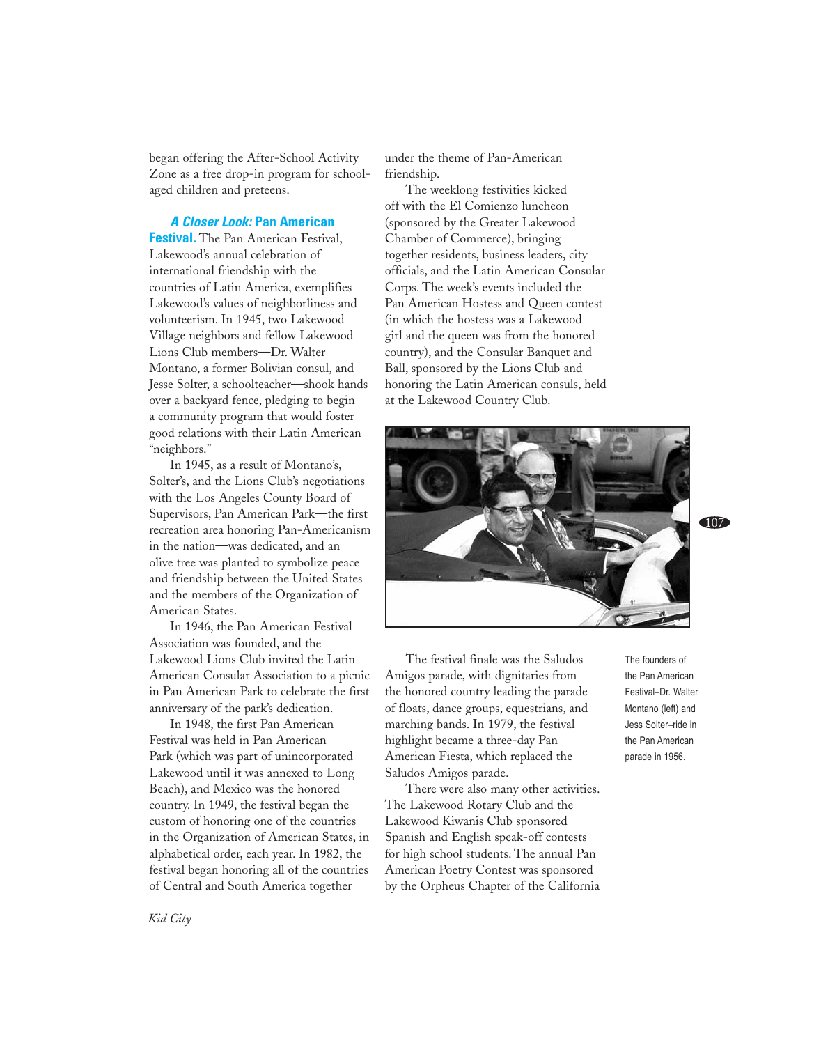began offering the After-School Activity Zone as a free drop-in program for school-aged children and preteens.

***A Closer Look:* Pan American Festival.** The Pan American Festival, Lakewood's annual celebration of international friendship with the countries of Latin America, exemplifies Lakewood's values of neighborliness and volunteerism. In 1945, two Lakewood Village neighbors and fellow Lakewood Lions Club members—Dr. Walter Montano, a former Bolivian consul, and Jesse Solter, a schoolteacher—shook hands over a backyard fence, pledging to begin a community program that would foster good relations with their Latin American "neighbors."

In 1945, as a result of Montano's, Solter's, and the Lions Club's negotiations with the Los Angeles County Board of Supervisors, Pan American Park—the first recreation area honoring Pan-Americanism in the nation—was dedicated, and an olive tree was planted to symbolize peace and friendship between the United States and the members of the Organization of American States.

In 1946, the Pan American Festival Association was founded, and the Lakewood Lions Club invited the Latin American Consular Association to a picnic in Pan American Park to celebrate the first anniversary of the park's dedication.

In 1948, the first Pan American Festival was held in Pan American Park (which was part of unincorporated Lakewood until it was annexed to Long Beach), and Mexico was the honored country. In 1949, the festival began the custom of honoring one of the countries in the Organization of American States, in alphabetical order, each year. In 1982, the festival began honoring all of the countries of Central and South America together under the theme of Pan-American friendship.

The weeklong festivities kicked off with the El Comienzo luncheon (sponsored by the Greater Lakewood Chamber of Commerce), bringing together residents, business leaders, city officials, and the Latin American Consular Corps. The week's events included the Pan American Hostess and Queen contest (in which the hostess was a Lakewood girl and the queen was from the honored country), and the Consular Banquet and Ball, sponsored by the Lions Club and honoring the Latin American consuls, held at the Lakewood Country Club.

The founders of the Pan American Festival–Dr. Walter Montano (left) and Jess Solter–ride in the Pan American parade in 1956.

The festival finale was the Saludos Amigos parade, with dignitaries from the honored country leading the parade of floats, dance groups, equestrians, and marching bands. In 1979, the festival highlight became a three-day Pan American Fiesta, which replaced the Saludos Amigos parade.

There were also many other activities. The Lakewood Rotary Club and the Lakewood Kiwanis Club sponsored Spanish and English speak-off contests for high school students. The annual Pan American Poetry Contest was sponsored by the Orpheus Chapter of the California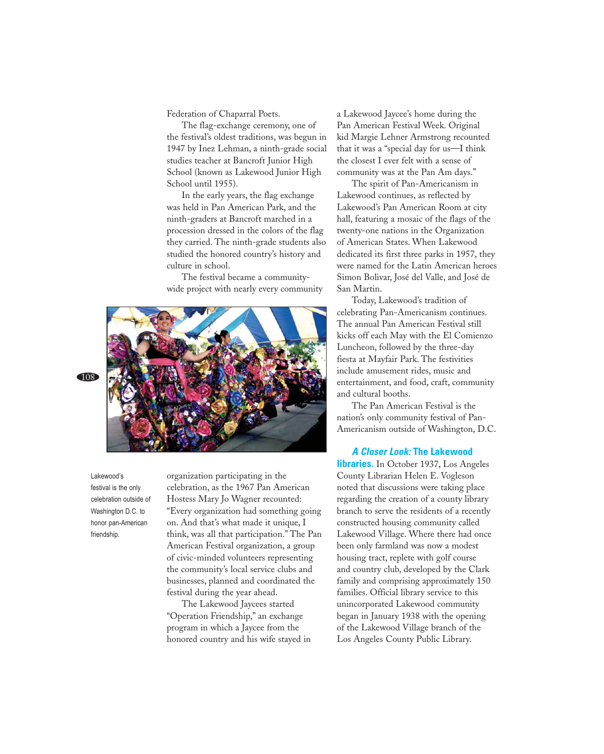Federation of Chaparral Poets.

The flag-exchange ceremony, one of the festival's oldest traditions, was begun in 1947 by Inez Lehman, a ninth-grade social studies teacher at Bancroft Junior High School (known as Lakewood Junior High School until 1955).

In the early years, the flag exchange was held in Pan American Park, and the ninth-graders at Bancroft marched in a procession dressed in the colors of the flag they carried. The ninth-grade students also studied the honored country's history and culture in school.

The festival became a community-wide project with nearly every community organization participating in the celebration, as the 1967 Pan American Hostess Mary Jo Wagner recounted: "Every organization had something going on. And that's what made it unique, I think, was all that participation." The Pan American Festival organization, a group of civic-minded volunteers representing the community's local service clubs and businesses, planned and coordinated the festival during the year ahead.

Lakewood's festival is the only celebration outside of Washington D.C. to honor pan-American friendship.

The Lakewood Jaycees started "Operation Friendship," an exchange program in which a Jaycee from the honored country and his wife stayed in a Lakewood Jaycee's home during the Pan American Festival Week. Original kid Margie Lehner Armstrong recounted that it was a "special day for us—I think the closest I ever felt with a sense of community was at the Pan Am days."

The spirit of Pan-Americanism in Lakewood continues, as reflected by Lakewood's Pan American Room at city hall, featuring a mosaic of the flags of the twenty-one nations in the Organization of American States. When Lakewood dedicated its first three parks in 1957, they were named for the Latin American heroes Simon Bolivar, José del Valle, and José de San Martin.

Today, Lakewood's tradition of celebrating Pan-Americanism continues. The annual Pan American Festival still kicks off each May with the El Comienzo Luncheon, followed by the three-day fiesta at Mayfair Park. The festivities include amusement rides, music and entertainment, and food, craft, community and cultural booths.

The Pan American Festival is the nation's only community festival of Pan-Americanism outside of Washington, D.C.

***A Closer Look:* The Lakewood libraries.** In October 1937, Los Angeles County Librarian Helen E. Vogleson noted that discussions were taking place regarding the creation of a county library branch to serve the residents of a recently constructed housing community called Lakewood Village. Where there had once been only farmland was now a modest housing tract, replete with golf course and country club, developed by the Clark family and comprising approximately 150 families. Official library service to this unincorporated Lakewood community began in January 1938 with the opening of the Lakewood Village branch of the Los Angeles County Public Library.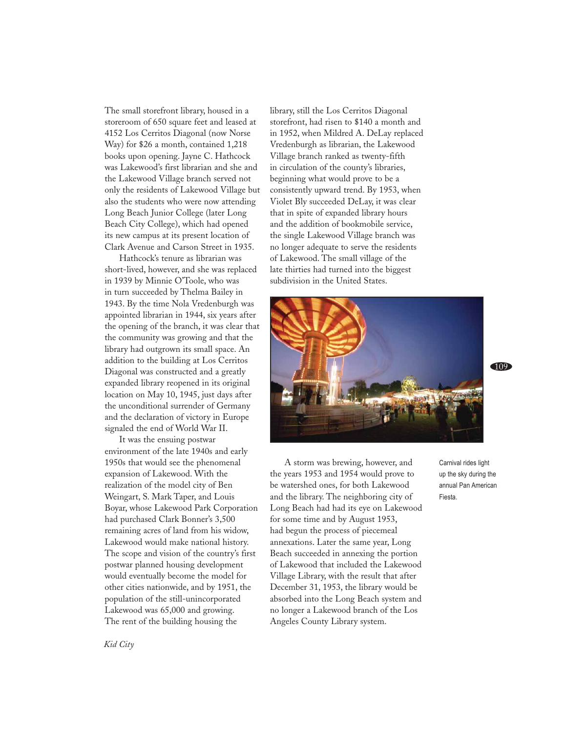The small storefront library, housed in a storeroom of 650 square feet and leased at 4152 Los Cerritos Diagonal (now Norse Way) for $26 a month, contained 1,218 books upon opening. Jayne C. Hathcock was Lakewood's first librarian and she and the Lakewood Village branch served not only the residents of Lakewood Village but also the students who were now attending Long Beach Junior College (later Long Beach City College), which had opened its new campus at its present location of Clark Avenue and Carson Street in 1935.

Hathcock's tenure as librarian was short-lived, however, and she was replaced in 1939 by Minnie O'Toole, who was in turn succeeded by Thelma Bailey in 1943. By the time Nola Vredenburgh was appointed librarian in 1944, six years after the opening of the branch, it was clear that the community was growing and that the library had outgrown its small space. An addition to the building at Los Cerritos Diagonal was constructed and a greatly expanded library reopened in its original location on May 10, 1945, just days after the unconditional surrender of Germany and the declaration of victory in Europe signaled the end of World War II.

It was the ensuing postwar environment of the late 1940s and early 1950s that would see the phenomenal expansion of Lakewood. With the realization of the model city of Ben Weingart, S. Mark Taper, and Louis Boyar, whose Lakewood Park Corporation had purchased Clark Bonner's 3,500 remaining acres of land from his widow, Lakewood would make national history. The scope and vision of the country's first postwar planned housing development would eventually become the model for other cities nationwide, and by 1951, the population of the still-unincorporated Lakewood was 65,000 and growing. The rent of the building housing the library, still the Los Cerritos Diagonal storefront, had risen to $140 a month and in 1952, when Mildred A. DeLay replaced Vredenburgh as librarian, the Lakewood Village branch ranked as twenty-fifth in circulation of the county's libraries, beginning what would prove to be a consistently upward trend. By 1953, when Violet Bly succeeded DeLay, it was clear that in spite of expanded library hours and the addition of bookmobile service, the single Lakewood Village branch was no longer adequate to serve the residents of Lakewood. The small village of the late thirties had turned into the biggest subdivision in the United States.

Carnival rides light up the sky during the annual Pan American Fiesta.

A storm was brewing, however, and the years 1953 and 1954 would prove to be watershed ones, for both Lakewood and the library. The neighboring city of Long Beach had had its eye on Lakewood for some time and by August 1953, had begun the process of piecemeal annexations. Later the same year, Long Beach succeeded in annexing the portion of Lakewood that included the Lakewood Village Library, with the result that after December 31, 1953, the library would be absorbed into the Long Beach system and no longer a Lakewood branch of the Los Angeles County Library system.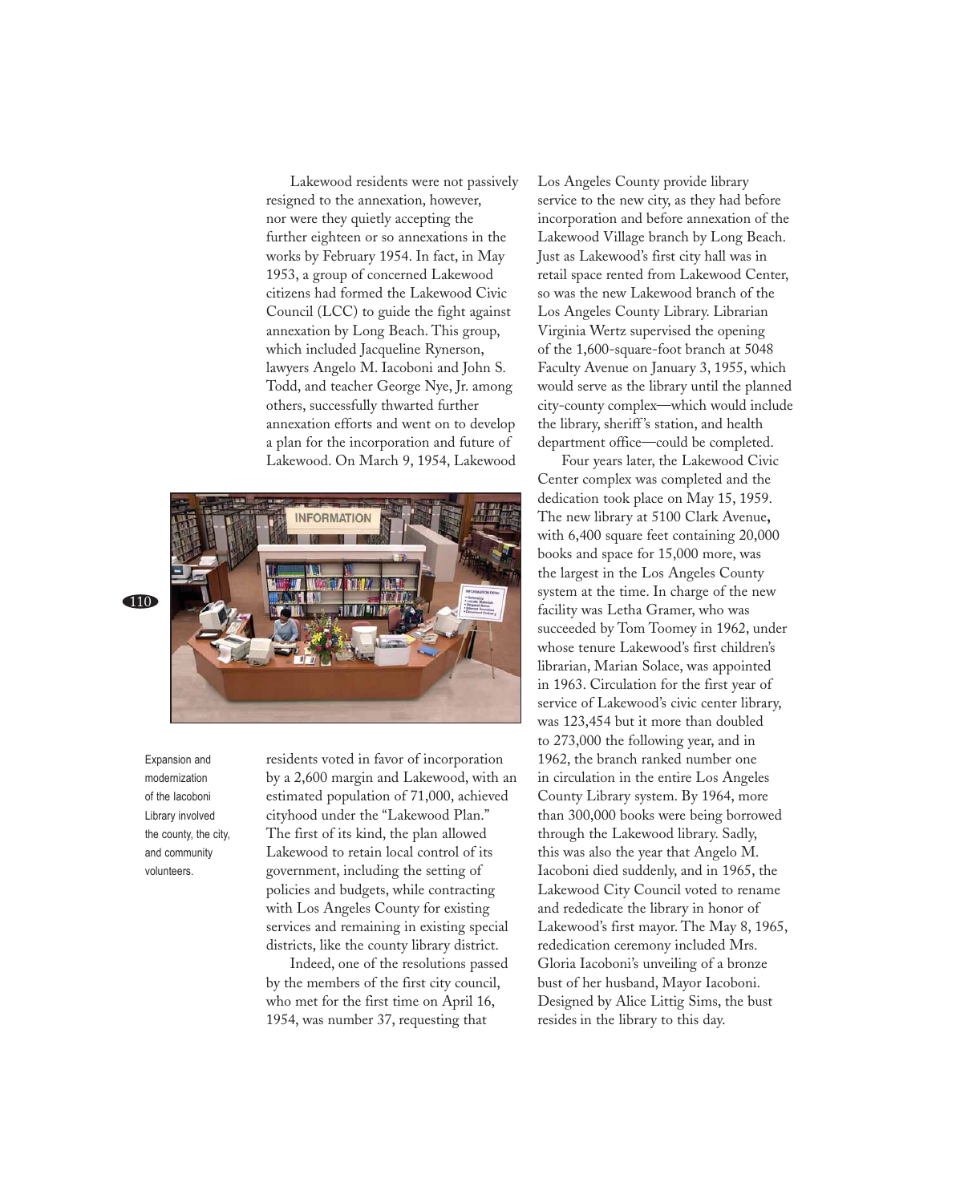Lakewood residents were not passively resigned to the annexation, however, nor were they quietly accepting the further eighteen or so annexations in the works by February 1954. In fact, in May 1953, a group of concerned Lakewood citizens had formed the Lakewood Civic Council (LCC) to guide the fight against annexation by Long Beach. This group, which included Jacqueline Rynerson, lawyers Angelo M. Iacoboni and John S. Todd, and teacher George Nye, Jr. among others, successfully thwarted further annexation efforts and went on to develop a plan for the incorporation and future of Lakewood. On March 9, 1954, Lakewood residents voted in favor of incorporation by a 2,600 margin and Lakewood, with an estimated population of 71,000, achieved cityhood under the "Lakewood Plan." The first of its kind, the plan allowed Lakewood to retain local control of its government, including the setting of policies and budgets, while contracting with Los Angeles County for existing services and remaining in existing special districts, like the county library district.

Expansion and modernization of the Iacoboni Library involved the county, the city, and community volunteers.

Indeed, one of the resolutions passed by the members of the first city council, who met for the first time on April 16, 1954, was number 37, requesting that Los Angeles County provide library service to the new city, as they had before incorporation and before annexation of the Lakewood Village branch by Long Beach. Just as Lakewood's first city hall was in retail space rented from Lakewood Center, so was the new Lakewood branch of the Los Angeles County Library. Librarian Virginia Wertz supervised the opening of the 1,600-square-foot branch at 5048 Faculty Avenue on January 3, 1955, which would serve as the library until the planned city-county complex—which would include the library, sheriff's station, and health department office—could be completed.

Four years later, the Lakewood Civic Center complex was completed and the dedication took place on May 15, 1959. The new library at 5100 Clark Avenue, with 6,400 square feet containing 20,000 books and space for 15,000 more, was the largest in the Los Angeles County system at the time. In charge of the new facility was Letha Gramer, who was succeeded by Tom Toomey in 1962, under whose tenure Lakewood's first children's librarian, Marian Solace, was appointed in 1963. Circulation for the first year of service of Lakewood's civic center library, was 123,454 but it more than doubled to 273,000 the following year, and in 1962, the branch ranked number one in circulation in the entire Los Angeles County Library system. By 1964, more than 300,000 books were being borrowed through the Lakewood library. Sadly, this was also the year that Angelo M. Iacoboni died suddenly, and in 1965, the Lakewood City Council voted to rename and rededicate the library in honor of Lakewood's first mayor. The May 8, 1965, rededication ceremony included Mrs. Gloria Iacoboni's unveiling of a bronze bust of her husband, Mayor Iacoboni. Designed by Alice Littig Sims, the bust resides in the library to this day.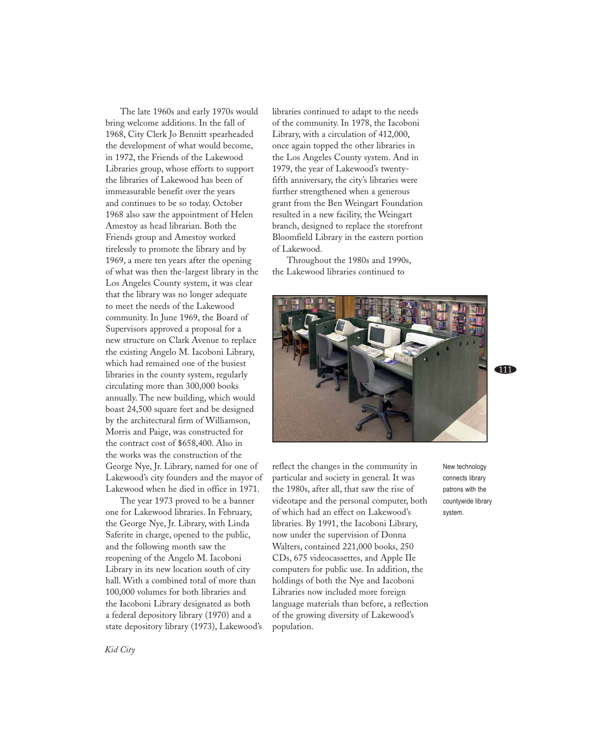The late 1960s and early 1970s would bring welcome additions. In the fall of 1968, City Clerk Jo Bennitt spearheaded the development of what would become, in 1972, the Friends of the Lakewood Libraries group, whose efforts to support the libraries of Lakewood has been of immeasurable benefit over the years and continues to be so today. October 1968 also saw the appointment of Helen Amestoy as head librarian. Both the Friends group and Amestoy worked tirelessly to promote the library and by 1969, a mere ten years after the opening of what was then the-largest library in the Los Angeles County system, it was clear that the library was no longer adequate to meet the needs of the Lakewood community. In June 1969, the Board of Supervisors approved a proposal for a new structure on Clark Avenue to replace the existing Angelo M. Iacoboni Library, which had remained one of the busiest libraries in the county system, regularly circulating more than 300,000 books annually. The new building, which would boast 24,500 square feet and be designed by the architectural firm of Williamson, Morris and Paige, was constructed for the contract cost of $658,400. Also in the works was the construction of the George Nye, Jr. Library, named for one of Lakewood's city founders and the mayor of Lakewood when he died in office in 1971.

The year 1973 proved to be a banner one for Lakewood libraries. In February, the George Nye, Jr. Library, with Linda Saferite in charge, opened to the public, and the following month saw the reopening of the Angelo M. Iacoboni Library in its new location south of city hall. With a combined total of more than 100,000 volumes for both libraries and the Iacoboni Library designated as both a federal depository library (1970) and a state depository library (1973), Lakewood's libraries continued to adapt to the needs of the community. In 1978, the Iacoboni Library, with a circulation of 412,000, once again topped the other libraries in the Los Angeles County system. And in 1979, the year of Lakewood's twenty-fifth anniversary, the city's libraries were further strengthened when a generous grant from the Ben Weingart Foundation resulted in a new facility, the Weingart branch, designed to replace the storefront Bloomfield Library in the eastern portion of Lakewood.

Throughout the 1980s and 1990s, the Lakewood libraries continued to reflect the changes in the community in particular and society in general. It was the 1980s, after all, that saw the rise of videotape and the personal computer, both of which had an effect on Lakewood's libraries. By 1991, the Iacoboni Library, now under the supervision of Donna Walters, contained 221,000 books, 250 CDs, 675 videocassettes, and Apple IIe computers for public use. In addition, the holdings of both the Nye and Iacoboni Libraries now included more foreign language materials than before, a reflection of the growing diversity of Lakewood's population.

New technology connects library patrons with the countywide library system.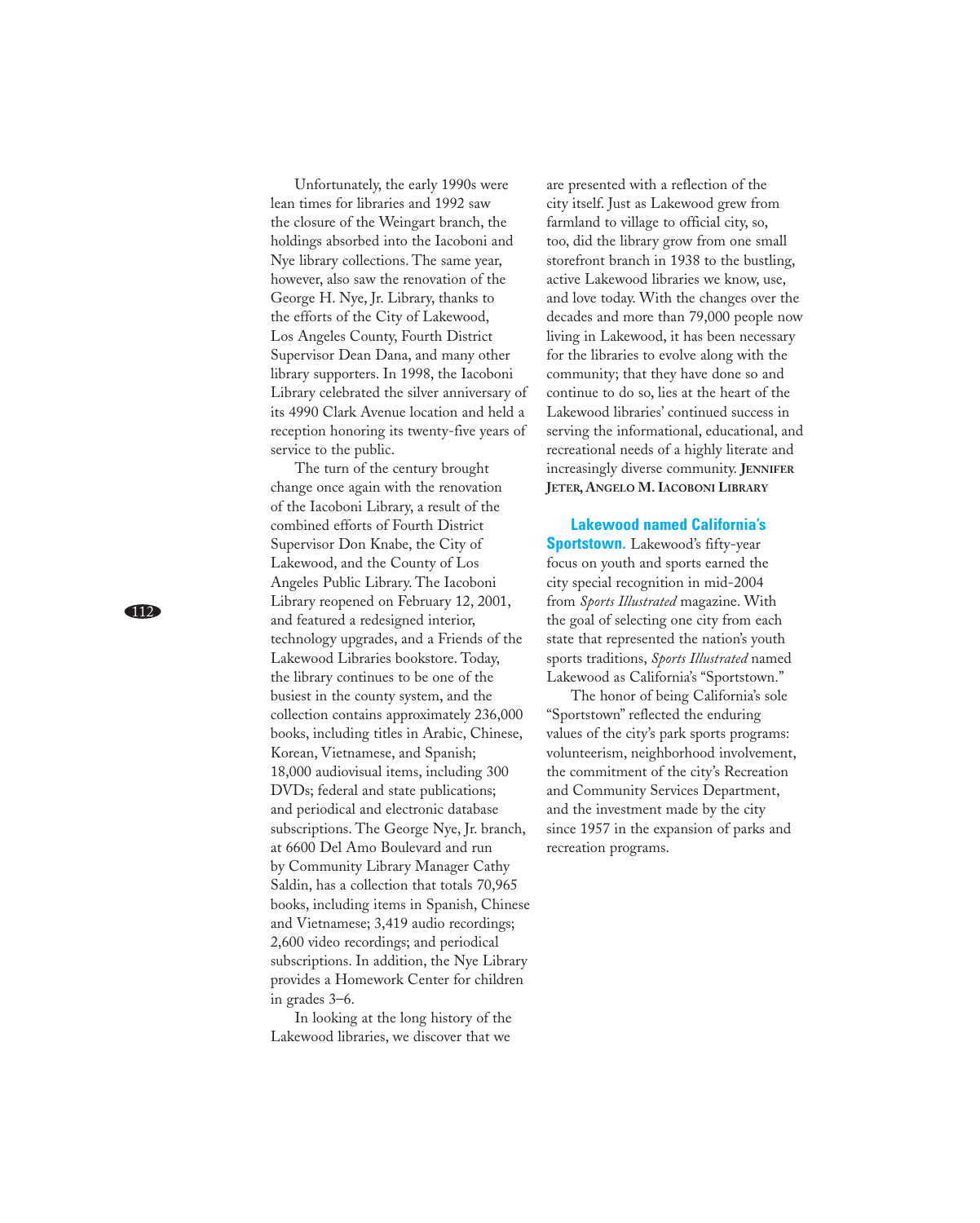Unfortunately, the early 1990s were lean times for libraries and 1992 saw the closure of the Weingart branch, the holdings absorbed into the Iacoboni and Nye library collections. The same year, however, also saw the renovation of the George H. Nye, Jr. Library, thanks to the efforts of the City of Lakewood, Los Angeles County, Fourth District Supervisor Dean Dana, and many other library supporters. In 1998, the Iacoboni Library celebrated the silver anniversary of its 4990 Clark Avenue location and held a reception honoring its twenty-five years of service to the public.

The turn of the century brought change once again with the renovation of the Iacoboni Library, a result of the combined efforts of Fourth District Supervisor Don Knabe, the City of Lakewood, and the County of Los Angeles Public Library. The Iacoboni Library reopened on February 12, 2001, and featured a redesigned interior, technology upgrades, and a Friends of the Lakewood Libraries bookstore. Today, the library continues to be one of the busiest in the county system, and the collection contains approximately 236,000 books, including titles in Arabic, Chinese, Korean, Vietnamese, and Spanish; 18,000 audiovisual items, including 300 DVDs; federal and state publications; and periodical and electronic database subscriptions. The George Nye, Jr. branch, at 6600 Del Amo Boulevard and run by Community Library Manager Cathy Saldin, has a collection that totals 70,965 books, including items in Spanish, Chinese and Vietnamese; 3,419 audio recordings; 2,600 video recordings; and periodical subscriptions. In addition, the Nye Library provides a Homework Center for children in grades 3–6.

In looking at the long history of the Lakewood libraries, we discover that we are presented with a reflection of the city itself. Just as Lakewood grew from farmland to village to official city, so, too, did the library grow from one small storefront branch in 1938 to the bustling, active Lakewood libraries we know, use, and love today. With the changes over the decades and more than 79,000 people now living in Lakewood, it has been necessary for the libraries to evolve along with the community; that they have done so and continue to do so, lies at the heart of the Lakewood libraries' continued success in serving the informational, educational, and recreational needs of a highly literate and increasingly diverse community. **Jennifer Jeter, Angelo M. Iacoboni Library**

**Lakewood named California's Sportstown.** Lakewood's fifty-year focus on youth and sports earned the city special recognition in mid-2004 from *Sports Illustrated* magazine. With the goal of selecting one city from each state that represented the nation's youth sports traditions, *Sports Illustrated* named Lakewood as California's "Sportstown."

The honor of being California's sole "Sportstown" reflected the enduring values of the city's park sports programs: volunteerism, neighborhood involvement, the commitment of the city's Recreation and Community Services Department, and the investment made by the city since 1957 in the expansion of parks and recreation programs.